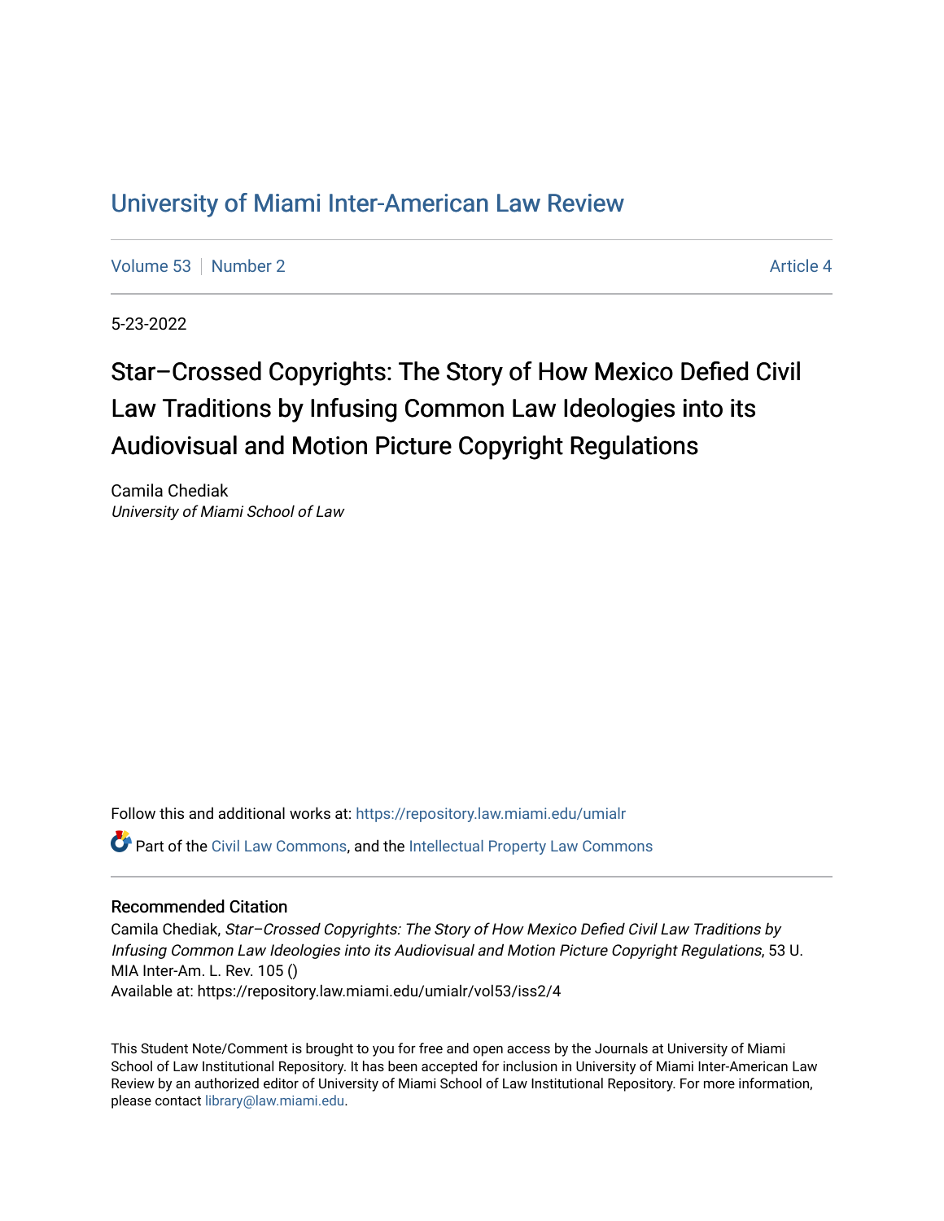# University of Miami Inter-American Law Review

Volume 53 | Number 2 | Article 4

5-23-2022

## Star–Crossed Copyrights: The Story of How Mexico Defied Civil Law Traditions by Infusing Common Law Ideologies into its Audiovisual and Motion Picture Copyright Regulations

Camila Chediak
*University of Miami School of Law*

Follow this and additional works at: https://repository.law.miami.edu/umialr

Part of the Civil Law Commons, and the Intellectual Property Law Commons

### Recommended Citation

Camila Chediak, *Star–Crossed Copyrights: The Story of How Mexico Defied Civil Law Traditions by Infusing Common Law Ideologies into its Audiovisual and Motion Picture Copyright Regulations*, 53 U. MIA Inter-Am. L. Rev. 105 ()
Available at: https://repository.law.miami.edu/umialr/vol53/iss2/4

This Student Note/Comment is brought to you for free and open access by the Journals at University of Miami School of Law Institutional Repository. It has been accepted for inclusion in University of Miami Inter-American Law Review by an authorized editor of University of Miami School of Law Institutional Repository. For more information, please contact library@law.miami.edu.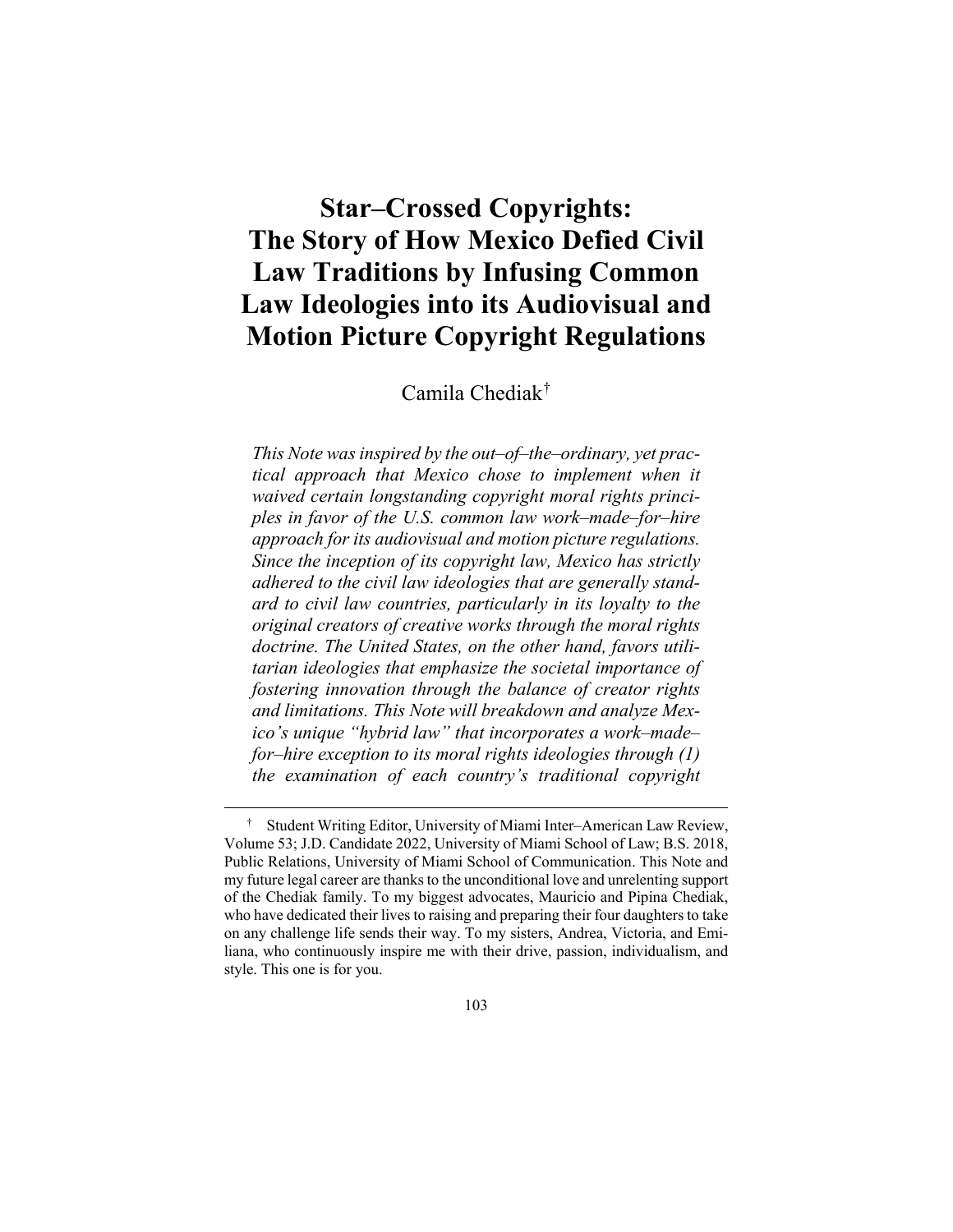# Star–Crossed Copyrights: The Story of How Mexico Defied Civil Law Traditions by Infusing Common Law Ideologies into its Audiovisual and Motion Picture Copyright Regulations

Camila Chediak[†]

*This Note was inspired by the out–of–the–ordinary, yet practical approach that Mexico chose to implement when it waived certain longstanding copyright moral rights principles in favor of the U.S. common law work–made–for–hire approach for its audiovisual and motion picture regulations. Since the inception of its copyright law, Mexico has strictly adhered to the civil law ideologies that are generally standard to civil law countries, particularly in its loyalty to the original creators of creative works through the moral rights doctrine. The United States, on the other hand, favors utilitarian ideologies that emphasize the societal importance of fostering innovation through the balance of creator rights and limitations. This Note will breakdown and analyze Mexico's unique "hybrid law" that incorporates a work–made–for–hire exception to its moral rights ideologies through (1) the examination of each country's traditional copyright*

---

[†] Student Writing Editor, University of Miami Inter–American Law Review, Volume 53; J.D. Candidate 2022, University of Miami School of Law; B.S. 2018, Public Relations, University of Miami School of Communication. This Note and my future legal career are thanks to the unconditional love and unrelenting support of the Chediak family. To my biggest advocates, Mauricio and Pipina Chediak, who have dedicated their lives to raising and preparing their four daughters to take on any challenge life sends their way. To my sisters, Andrea, Victoria, and Emiliana, who continuously inspire me with their drive, passion, individualism, and style. This one is for you.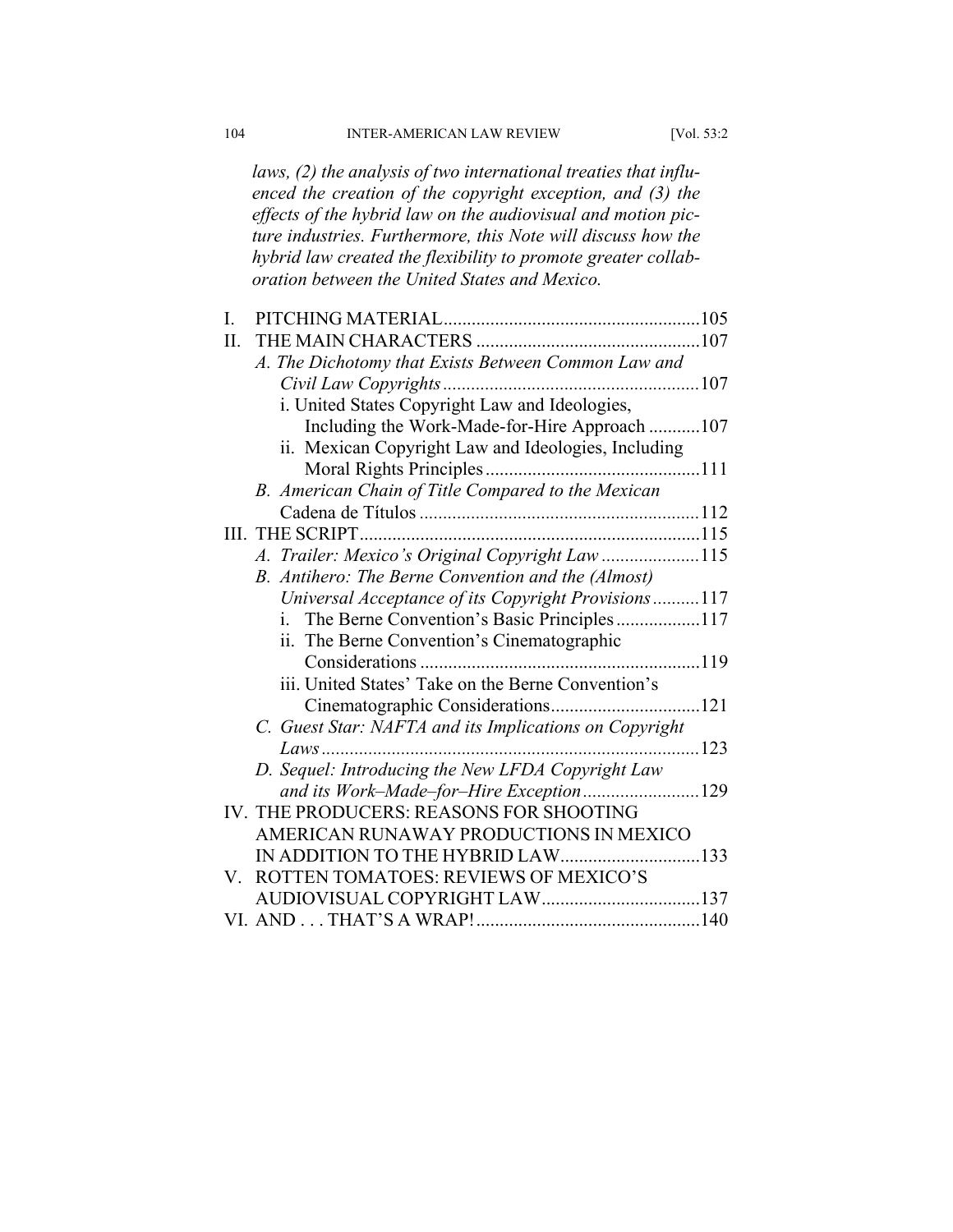*laws, (2) the analysis of two international treaties that influenced the creation of the copyright exception, and (3) the effects of the hybrid law on the audiovisual and motion picture industries. Furthermore, this Note will discuss how the hybrid law created the flexibility to promote greater collaboration between the United States and Mexico.*

- I. PITCHING MATERIAL....................105
- II. THE MAIN CHARACTERS....................107
  - *A. The Dichotomy that Exists Between Common Law and Civil Law Copyrights*....................107
    - i. United States Copyright Law and Ideologies, Including the Work-Made-for-Hire Approach....................107
    - ii. Mexican Copyright Law and Ideologies, Including Moral Rights Principles....................111
  - *B. American Chain of Title Compared to the Mexican* Cadena de Títulos....................112
- III. THE SCRIPT....................115
  - *A. Trailer: Mexico's Original Copyright Law*....................115
  - *B. Antihero: The Berne Convention and the (Almost) Universal Acceptance of its Copyright Provisions*....................117
    - i. The Berne Convention's Basic Principles....................117
    - ii. The Berne Convention's Cinematographic Considerations....................119
    - iii. United States' Take on the Berne Convention's Cinematographic Considerations....................121
  - *C. Guest Star: NAFTA and its Implications on Copyright Laws*....................123
  - *D. Sequel: Introducing the New LFDA Copyright Law and its Work–Made–for–Hire Exception*....................129
- IV. THE PRODUCERS: REASONS FOR SHOOTING AMERICAN RUNAWAY PRODUCTIONS IN MEXICO IN ADDITION TO THE HYBRID LAW....................133
- V. ROTTEN TOMATOES: REVIEWS OF MEXICO'S AUDIOVISUAL COPYRIGHT LAW....................137
- VI. AND . . . THAT'S A WRAP!....................140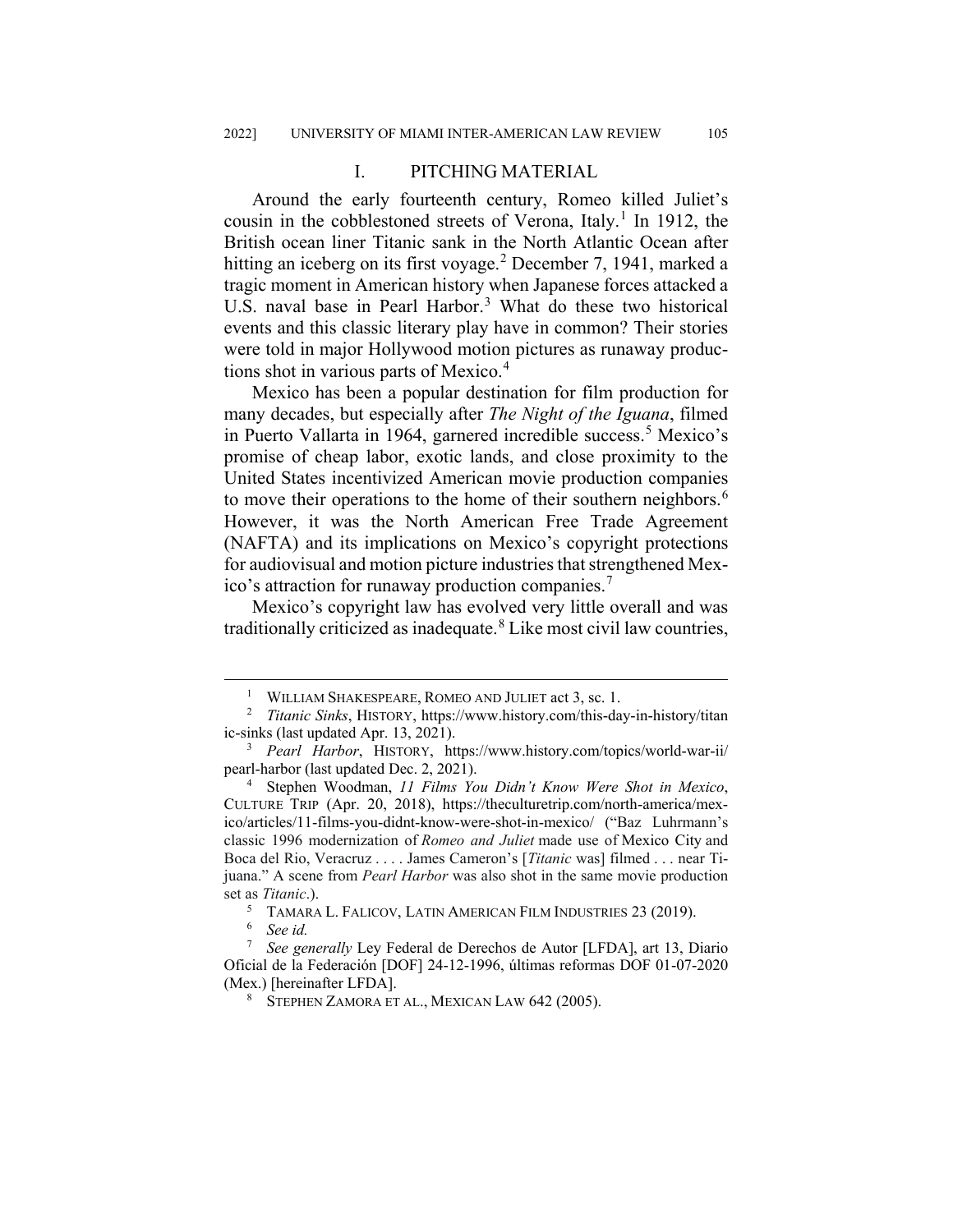## I. PITCHING MATERIAL

Around the early fourteenth century, Romeo killed Juliet's cousin in the cobblestoned streets of Verona, Italy.[1] In 1912, the British ocean liner Titanic sank in the North Atlantic Ocean after hitting an iceberg on its first voyage.[2] December 7, 1941, marked a tragic moment in American history when Japanese forces attacked a U.S. naval base in Pearl Harbor.[3] What do these two historical events and this classic literary play have in common? Their stories were told in major Hollywood motion pictures as runaway productions shot in various parts of Mexico.[4]

Mexico has been a popular destination for film production for many decades, but especially after *The Night of the Iguana*, filmed in Puerto Vallarta in 1964, garnered incredible success.[5] Mexico's promise of cheap labor, exotic lands, and close proximity to the United States incentivized American movie production companies to move their operations to the home of their southern neighbors.[6] However, it was the North American Free Trade Agreement (NAFTA) and its implications on Mexico's copyright protections for audiovisual and motion picture industries that strengthened Mexico's attraction for runaway production companies.[7]

Mexico's copyright law has evolved very little overall and was traditionally criticized as inadequate.[8] Like most civil law countries,

---

[1] WILLIAM SHAKESPEARE, ROMEO AND JULIET act 3, sc. 1.

[2] *Titanic Sinks*, HISTORY, https://www.history.com/this-day-in-history/titanic-sinks (last updated Apr. 13, 2021).

[3] *Pearl Harbor*, HISTORY, https://www.history.com/topics/world-war-ii/pearl-harbor (last updated Dec. 2, 2021).

[4] Stephen Woodman, *11 Films You Didn't Know Were Shot in Mexico*, CULTURE TRIP (Apr. 20, 2018), https://theculturetrip.com/north-america/mexico/articles/11-films-you-didnt-know-were-shot-in-mexico/ ("Baz Luhrmann's classic 1996 modernization of *Romeo and Juliet* made use of Mexico City and Boca del Rio, Veracruz . . . . James Cameron's [*Titanic* was] filmed . . . near Tijuana." A scene from *Pearl Harbor* was also shot in the same movie production set as *Titanic*.).

[5] TAMARA L. FALICOV, LATIN AMERICAN FILM INDUSTRIES 23 (2019).

[6] *See id.*

[7] *See generally* Ley Federal de Derechos de Autor [LFDA], art 13, Diario Oficial de la Federación [DOF] 24-12-1996, últimas reformas DOF 01-07-2020 (Mex.) [hereinafter LFDA].

[8] STEPHEN ZAMORA ET AL., MEXICAN LAW 642 (2005).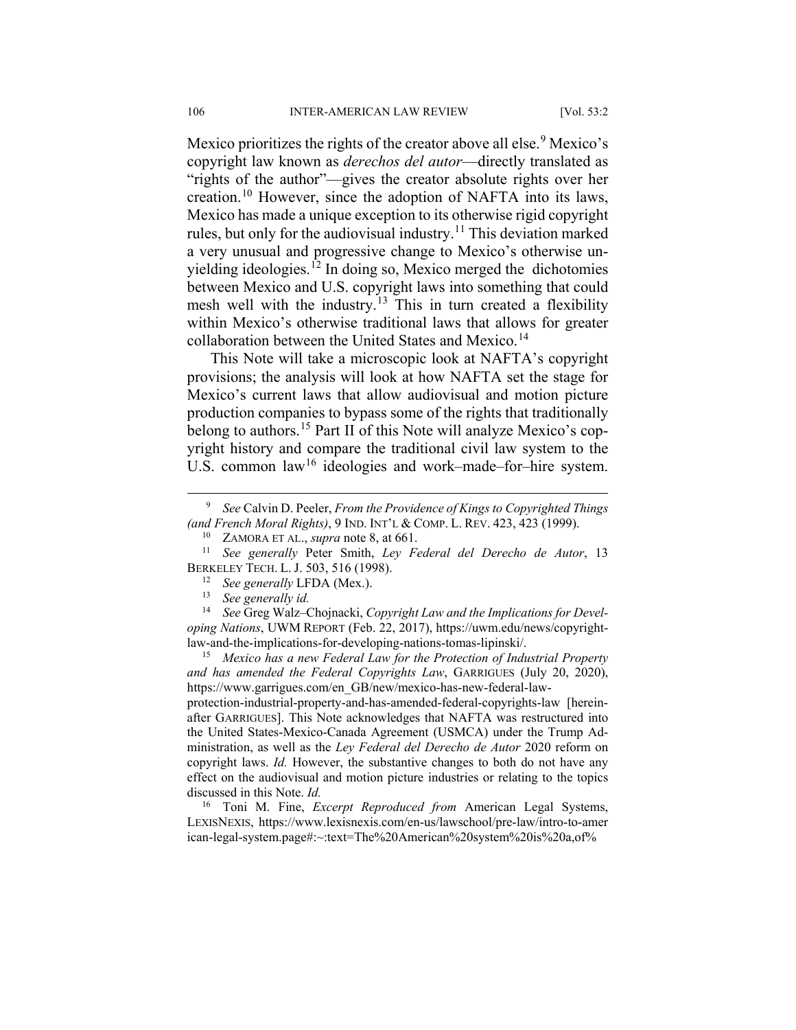Mexico prioritizes the rights of the creator above all else.[9] Mexico's copyright law known as *derechos del autor*—directly translated as "rights of the author"—gives the creator absolute rights over her creation.[10] However, since the adoption of NAFTA into its laws, Mexico has made a unique exception to its otherwise rigid copyright rules, but only for the audiovisual industry.[11] This deviation marked a very unusual and progressive change to Mexico's otherwise unyielding ideologies.[12] In doing so, Mexico merged the dichotomies between Mexico and U.S. copyright laws into something that could mesh well with the industry.[13] This in turn created a flexibility within Mexico's otherwise traditional laws that allows for greater collaboration between the United States and Mexico.[14]

This Note will take a microscopic look at NAFTA's copyright provisions; the analysis will look at how NAFTA set the stage for Mexico's current laws that allow audiovisual and motion picture production companies to bypass some of the rights that traditionally belong to authors.[15] Part II of this Note will analyze Mexico's copyright history and compare the traditional civil law system to the U.S. common law[16] ideologies and work–made–for–hire system.

---

[9] *See* Calvin D. Peeler, *From the Providence of Kings to Copyrighted Things (and French Moral Rights)*, 9 IND. INT'L & COMP. L. REV. 423, 423 (1999).

[10] ZAMORA ET AL., *supra* note 8, at 661.

[11] *See generally* Peter Smith, *Ley Federal del Derecho de Autor*, 13 BERKELEY TECH. L. J. 503, 516 (1998).

[12] *See generally* LFDA (Mex.).

[13] *See generally id.*

[14] *See* Greg Walz–Chojnacki, *Copyright Law and the Implications for Developing Nations*, UWM REPORT (Feb. 22, 2017), https://uwm.edu/news/copyright-law-and-the-implications-for-developing-nations-tomas-lipinski/.

[15] *Mexico has a new Federal Law for the Protection of Industrial Property and has amended the Federal Copyrights Law*, GARRIGUES (July 20, 2020), https://www.garrigues.com/en_GB/new/mexico-has-new-federal-law-protection-industrial-property-and-has-amended-federal-copyrights-law [hereinafter GARRIGUES]. This Note acknowledges that NAFTA was restructured into the United States-Mexico-Canada Agreement (USMCA) under the Trump Administration, as well as the *Ley Federal del Derecho de Autor* 2020 reform on copyright laws. *Id.* However, the substantive changes to both do not have any effect on the audiovisual and motion picture industries or relating to the topics discussed in this Note. *Id.*

[16] Toni M. Fine, *Excerpt Reproduced from* American Legal Systems, LEXISNEXIS, https://www.lexisnexis.com/en-us/lawschool/pre-law/intro-to-american-legal-system.page#:~:text=The%20American%20system%20is%20a,of%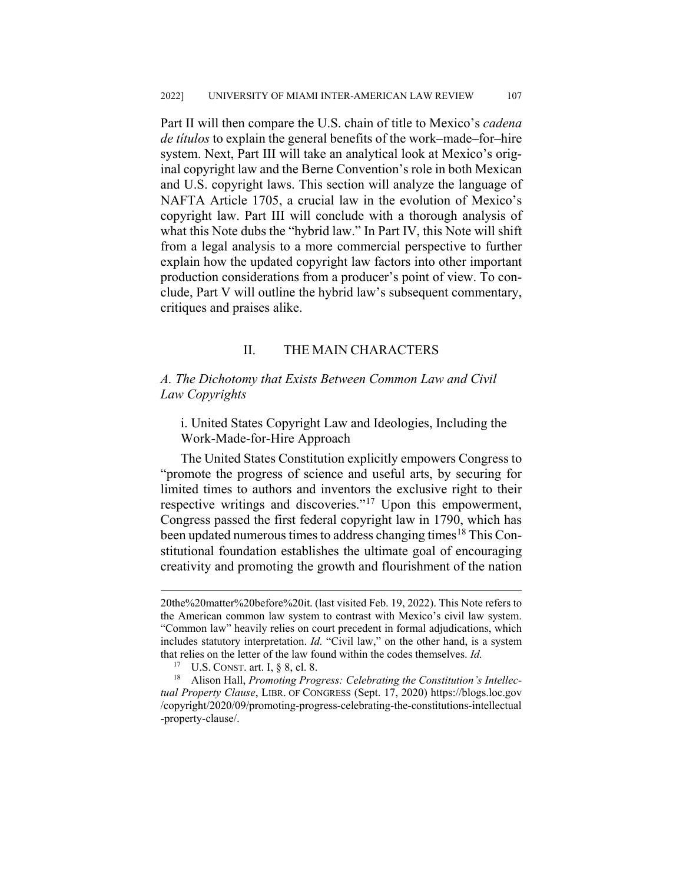Part II will then compare the U.S. chain of title to Mexico's *cadena de títulos* to explain the general benefits of the work–made–for–hire system. Next, Part III will take an analytical look at Mexico's original copyright law and the Berne Convention's role in both Mexican and U.S. copyright laws. This section will analyze the language of NAFTA Article 1705, a crucial law in the evolution of Mexico's copyright law. Part III will conclude with a thorough analysis of what this Note dubs the "hybrid law." In Part IV, this Note will shift from a legal analysis to a more commercial perspective to further explain how the updated copyright law factors into other important production considerations from a producer's point of view. To conclude, Part V will outline the hybrid law's subsequent commentary, critiques and praises alike.

## II. THE MAIN CHARACTERS

### *A. The Dichotomy that Exists Between Common Law and Civil Law Copyrights*

#### i. United States Copyright Law and Ideologies, Including the Work-Made-for-Hire Approach

The United States Constitution explicitly empowers Congress to "promote the progress of science and useful arts, by securing for limited times to authors and inventors the exclusive right to their respective writings and discoveries."[17] Upon this empowerment, Congress passed the first federal copyright law in 1790, which has been updated numerous times to address changing times[18] This Constitutional foundation establishes the ultimate goal of encouraging creativity and promoting the growth and flourishment of the nation

---

20the%20matter%20before%20it. (last visited Feb. 19, 2022). This Note refers to the American common law system to contrast with Mexico's civil law system. "Common law" heavily relies on court precedent in formal adjudications, which includes statutory interpretation. *Id.* "Civil law," on the other hand, is a system that relies on the letter of the law found within the codes themselves. *Id.*

[17] U.S. CONST. art. I, § 8, cl. 8.

[18] Alison Hall, *Promoting Progress: Celebrating the Constitution's Intellectual Property Clause*, LIBR. OF CONGRESS (Sept. 17, 2020) https://blogs.loc.gov/copyright/2020/09/promoting-progress-celebrating-the-constitutions-intellectual-property-clause/.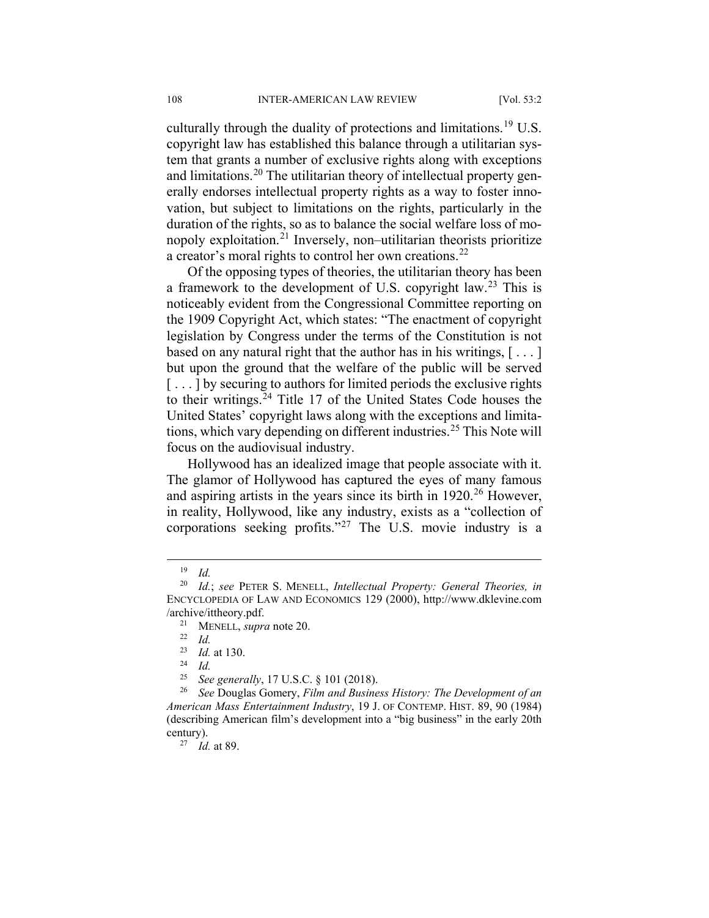culturally through the duality of protections and limitations.[19] U.S. copyright law has established this balance through a utilitarian system that grants a number of exclusive rights along with exceptions and limitations.[20] The utilitarian theory of intellectual property generally endorses intellectual property rights as a way to foster innovation, but subject to limitations on the rights, particularly in the duration of the rights, so as to balance the social welfare loss of monopoly exploitation.[21] Inversely, non–utilitarian theorists prioritize a creator's moral rights to control her own creations.[22]

Of the opposing types of theories, the utilitarian theory has been a framework to the development of U.S. copyright law.[23] This is noticeably evident from the Congressional Committee reporting on the 1909 Copyright Act, which states: "The enactment of copyright legislation by Congress under the terms of the Constitution is not based on any natural right that the author has in his writings, [ . . . ] but upon the ground that the welfare of the public will be served [ . . . ] by securing to authors for limited periods the exclusive rights to their writings.[24] Title 17 of the United States Code houses the United States' copyright laws along with the exceptions and limitations, which vary depending on different industries.[25] This Note will focus on the audiovisual industry.

Hollywood has an idealized image that people associate with it. The glamor of Hollywood has captured the eyes of many famous and aspiring artists in the years since its birth in 1920.[26] However, in reality, Hollywood, like any industry, exists as a "collection of corporations seeking profits."[27] The U.S. movie industry is a

---

[19] *Id.*

[20] *Id.*; *see* PETER S. MENELL, *Intellectual Property: General Theories, in* ENCYCLOPEDIA OF LAW AND ECONOMICS 129 (2000), http://www.dklevine.com /archive/ittheory.pdf.

[21] MENELL, *supra* note 20.

[22] *Id.*

[23] *Id.* at 130.

[24] *Id.*

[25] *See generally*, 17 U.S.C. § 101 (2018).

[26] *See* Douglas Gomery, *Film and Business History: The Development of an American Mass Entertainment Industry*, 19 J. OF CONTEMP. HIST. 89, 90 (1984) (describing American film's development into a "big business" in the early 20th century).

[27] *Id.* at 89.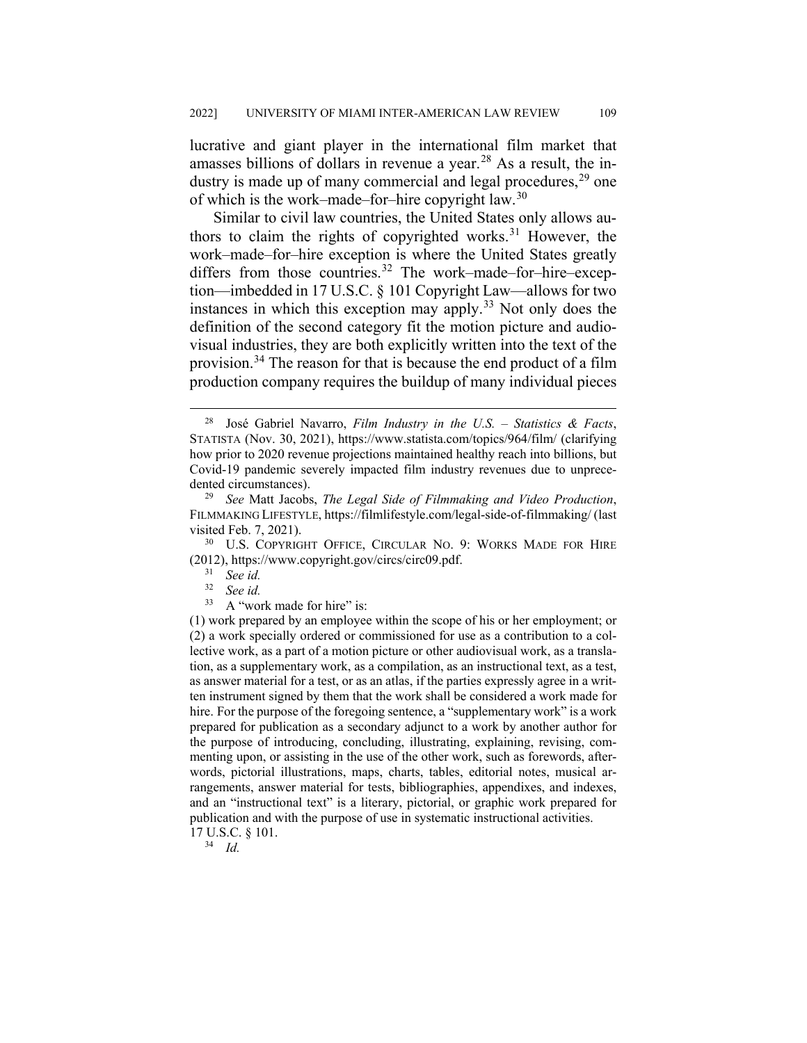lucrative and giant player in the international film market that amasses billions of dollars in revenue a year.[28] As a result, the industry is made up of many commercial and legal procedures,[29] one of which is the work–made–for–hire copyright law.[30]

Similar to civil law countries, the United States only allows authors to claim the rights of copyrighted works.[31] However, the work–made–for–hire exception is where the United States greatly differs from those countries.[32] The work–made–for–hire–exception—imbedded in 17 U.S.C. § 101 Copyright Law—allows for two instances in which this exception may apply.[33] Not only does the definition of the second category fit the motion picture and audiovisual industries, they are both explicitly written into the text of the provision.[34] The reason for that is because the end product of a film production company requires the buildup of many individual pieces

---

[28] José Gabriel Navarro, *Film Industry in the U.S. – Statistics & Facts*, STATISTA (Nov. 30, 2021), https://www.statista.com/topics/964/film/ (clarifying how prior to 2020 revenue projections maintained healthy reach into billions, but Covid-19 pandemic severely impacted film industry revenues due to unprecedented circumstances).

[29] *See* Matt Jacobs, *The Legal Side of Filmmaking and Video Production*, FILMMAKING LIFESTYLE, https://filmlifestyle.com/legal-side-of-filmmaking/ (last visited Feb. 7, 2021).

[30] U.S. COPYRIGHT OFFICE, CIRCULAR NO. 9: WORKS MADE FOR HIRE (2012), https://www.copyright.gov/circs/circ09.pdf.

[31] *See id.*

[32] *See id.*

[33] A "work made for hire" is:

(1) work prepared by an employee within the scope of his or her employment; or (2) a work specially ordered or commissioned for use as a contribution to a collective work, as a part of a motion picture or other audiovisual work, as a translation, as a supplementary work, as a compilation, as an instructional text, as a test, as answer material for a test, or as an atlas, if the parties expressly agree in a written instrument signed by them that the work shall be considered a work made for hire. For the purpose of the foregoing sentence, a "supplementary work" is a work prepared for publication as a secondary adjunct to a work by another author for the purpose of introducing, concluding, illustrating, explaining, revising, commenting upon, or assisting in the use of the other work, such as forewords, afterwords, pictorial illustrations, maps, charts, tables, editorial notes, musical arrangements, answer material for tests, bibliographies, appendixes, and indexes, and an "instructional text" is a literary, pictorial, or graphic work prepared for publication and with the purpose of use in systematic instructional activities.

17 U.S.C. § 101.

[34] *Id.*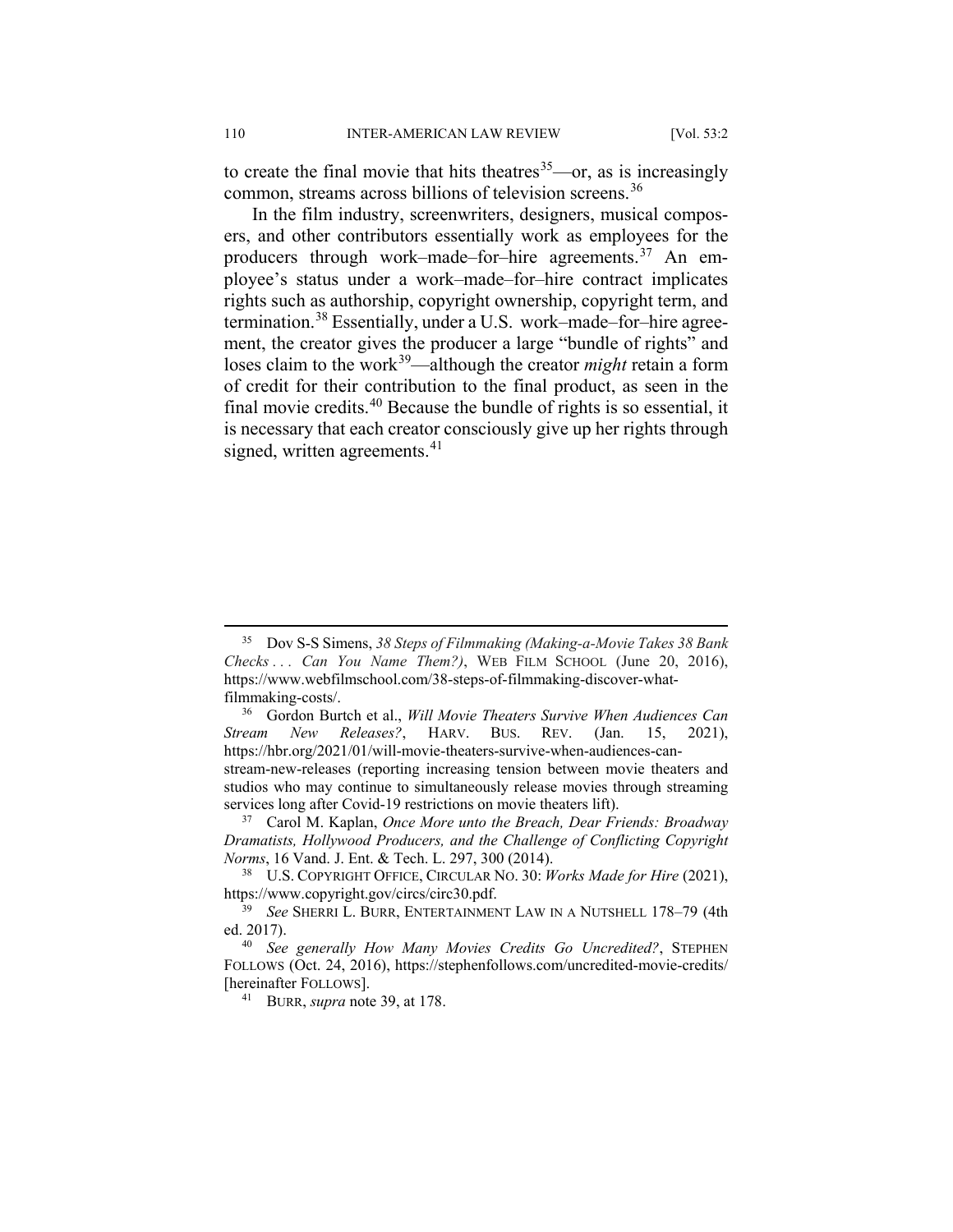to create the final movie that hits theatres[35]—or, as is increasingly common, streams across billions of television screens.[36]

In the film industry, screenwriters, designers, musical composers, and other contributors essentially work as employees for the producers through work–made–for–hire agreements.[37] An employee's status under a work–made–for–hire contract implicates rights such as authorship, copyright ownership, copyright term, and termination.[38] Essentially, under a U.S. work–made–for–hire agreement, the creator gives the producer a large "bundle of rights" and loses claim to the work[39]—although the creator *might* retain a form of credit for their contribution to the final product, as seen in the final movie credits.[40] Because the bundle of rights is so essential, it is necessary that each creator consciously give up her rights through signed, written agreements.[41]

---

[35] Dov S-S Simens, *38 Steps of Filmmaking (Making-a-Movie Takes 38 Bank Checks . . . Can You Name Them?)*, WEB FILM SCHOOL (June 20, 2016), https://www.webfilmschool.com/38-steps-of-filmmaking-discover-what-filmmaking-costs/.

[36] Gordon Burtch et al., *Will Movie Theaters Survive When Audiences Can Stream New Releases?*, HARV. BUS. REV. (Jan. 15, 2021), https://hbr.org/2021/01/will-movie-theaters-survive-when-audiences-can-stream-new-releases (reporting increasing tension between movie theaters and studios who may continue to simultaneously release movies through streaming services long after Covid-19 restrictions on movie theaters lift).

[37] Carol M. Kaplan, *Once More unto the Breach, Dear Friends: Broadway Dramatists, Hollywood Producers, and the Challenge of Conflicting Copyright Norms*, 16 Vand. J. Ent. & Tech. L. 297, 300 (2014).

[38] U.S. COPYRIGHT OFFICE, CIRCULAR NO. 30: *Works Made for Hire* (2021), https://www.copyright.gov/circs/circ30.pdf.

[39] *See* SHERRI L. BURR, ENTERTAINMENT LAW IN A NUTSHELL 178–79 (4th ed. 2017).

[40] *See generally How Many Movies Credits Go Uncredited?*, STEPHEN FOLLOWS (Oct. 24, 2016), https://stephenfollows.com/uncredited-movie-credits/ [hereinafter FOLLOWS].

[41] BURR, *supra* note 39, at 178.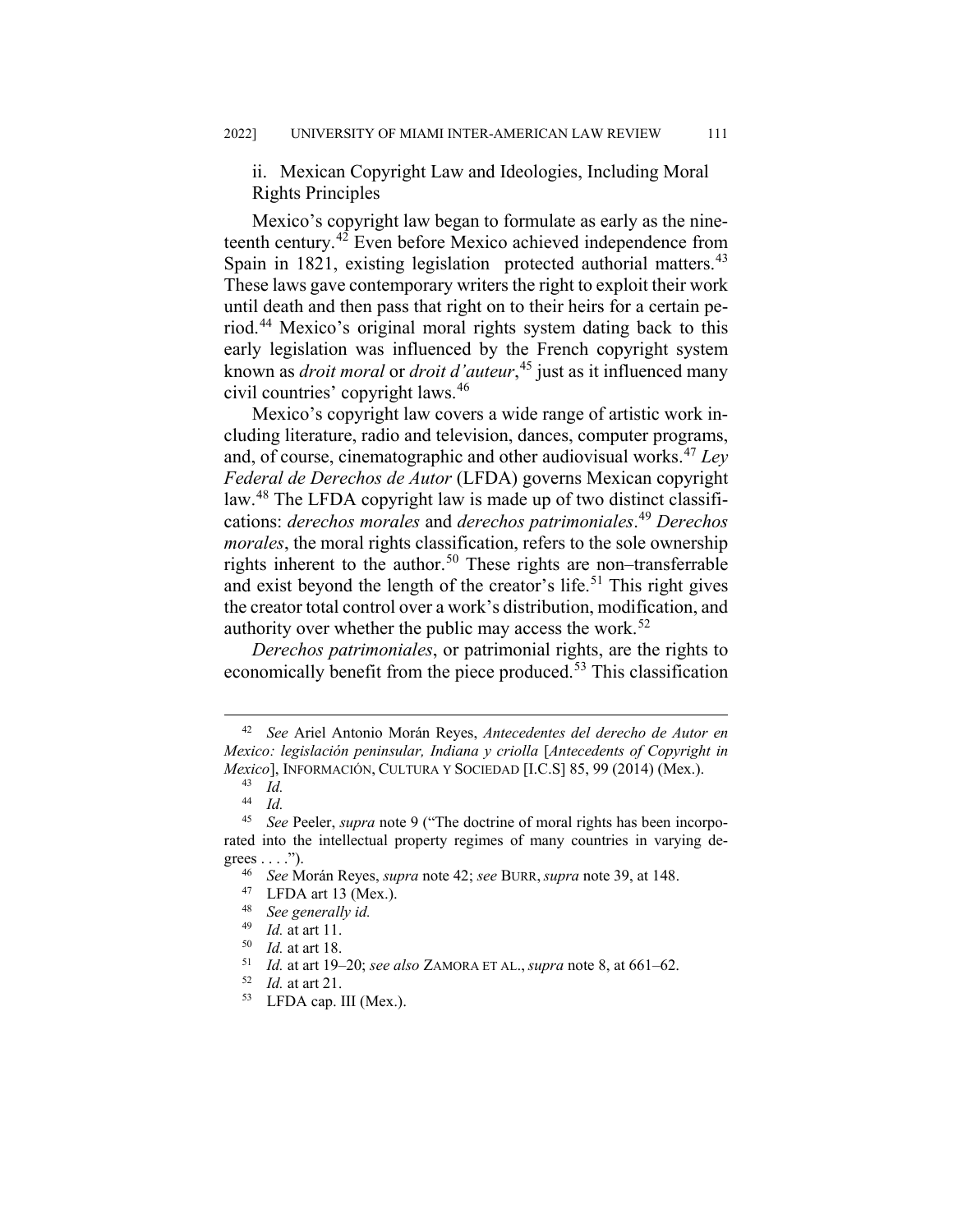### ii. Mexican Copyright Law and Ideologies, Including Moral Rights Principles

Mexico's copyright law began to formulate as early as the nineteenth century.[42] Even before Mexico achieved independence from Spain in 1821, existing legislation protected authorial matters.[43] These laws gave contemporary writers the right to exploit their work until death and then pass that right on to their heirs for a certain period.[44] Mexico's original moral rights system dating back to this early legislation was influenced by the French copyright system known as *droit moral* or *droit d'auteur*,[45] just as it influenced many civil countries' copyright laws.[46]

Mexico's copyright law covers a wide range of artistic work including literature, radio and television, dances, computer programs, and, of course, cinematographic and other audiovisual works.[47] *Ley Federal de Derechos de Autor* (LFDA) governs Mexican copyright law.[48] The LFDA copyright law is made up of two distinct classifications: *derechos morales* and *derechos patrimoniales*.[49] *Derechos morales*, the moral rights classification, refers to the sole ownership rights inherent to the author.[50] These rights are non–transferrable and exist beyond the length of the creator's life.[51] This right gives the creator total control over a work's distribution, modification, and authority over whether the public may access the work.[52]

*Derechos patrimoniales*, or patrimonial rights, are the rights to economically benefit from the piece produced.[53] This classification

---

[42] *See* Ariel Antonio Morán Reyes, *Antecedentes del derecho de Autor en Mexico: legislación peninsular, Indiana y criolla* [*Antecedents of Copyright in Mexico*], INFORMACIÓN, CULTURA Y SOCIEDAD [I.C.S] 85, 99 (2014) (Mex.).

[43] *Id.*

[44] *Id.*

[45] *See* Peeler, *supra* note 9 ("The doctrine of moral rights has been incorporated into the intellectual property regimes of many countries in varying degrees . . . .").

[46] *See* Morán Reyes, *supra* note 42; *see* BURR, *supra* note 39, at 148.

[47] LFDA art 13 (Mex.).

[48] *See generally id.*

[49] *Id.* at art 11.

[50] *Id.* at art 18.

[51] *Id.* at art 19–20; *see also* ZAMORA ET AL., *supra* note 8, at 661–62.

[52] *Id.* at art 21.

[53] LFDA cap. III (Mex.).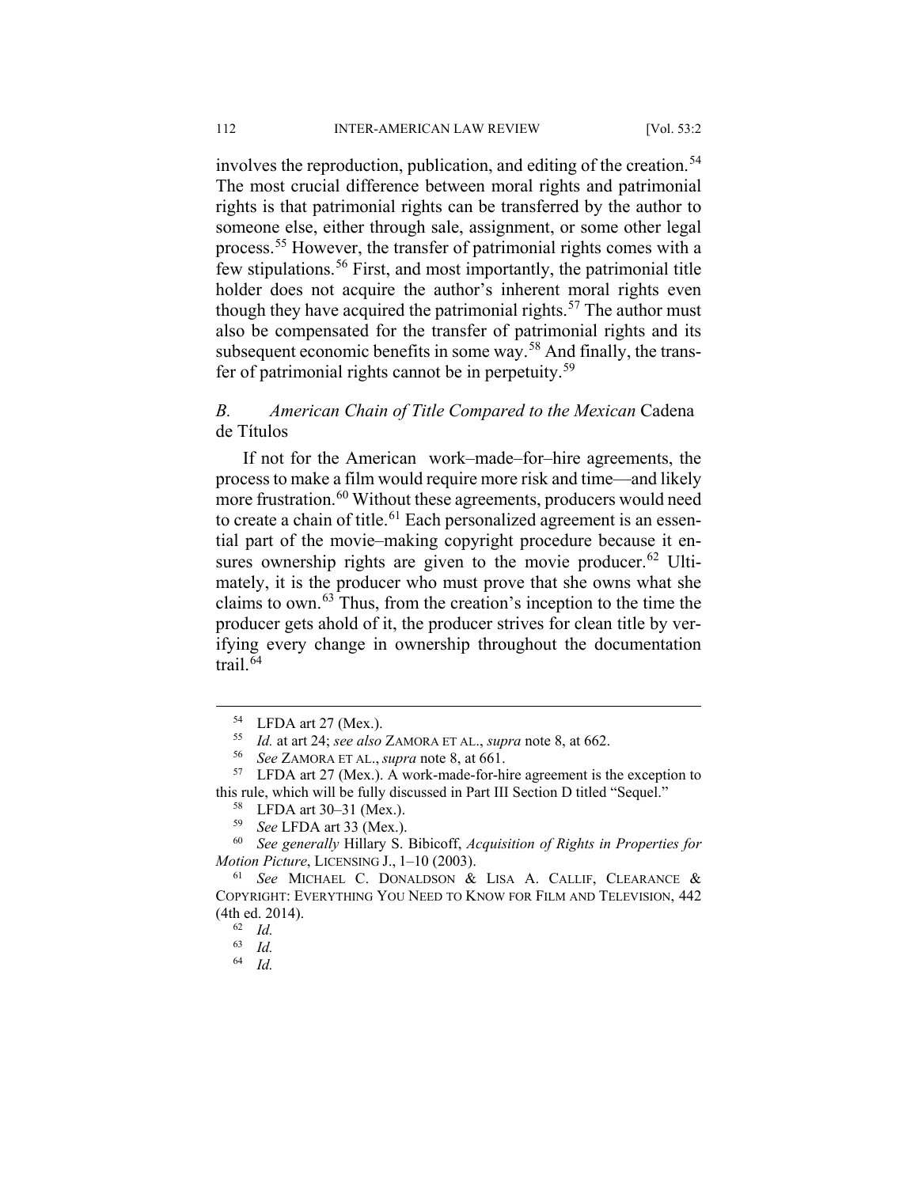involves the reproduction, publication, and editing of the creation.[54] The most crucial difference between moral rights and patrimonial rights is that patrimonial rights can be transferred by the author to someone else, either through sale, assignment, or some other legal process.[55] However, the transfer of patrimonial rights comes with a few stipulations.[56] First, and most importantly, the patrimonial title holder does not acquire the author's inherent moral rights even though they have acquired the patrimonial rights.[57] The author must also be compensated for the transfer of patrimonial rights and its subsequent economic benefits in some way.[58] And finally, the transfer of patrimonial rights cannot be in perpetuity.[59]

### *B. American Chain of Title Compared to the Mexican* Cadena de Títulos

If not for the American work–made–for–hire agreements, the process to make a film would require more risk and time—and likely more frustration.[60] Without these agreements, producers would need to create a chain of title.[61] Each personalized agreement is an essential part of the movie–making copyright procedure because it ensures ownership rights are given to the movie producer.[62] Ultimately, it is the producer who must prove that she owns what she claims to own.[63] Thus, from the creation's inception to the time the producer gets ahold of it, the producer strives for clean title by verifying every change in ownership throughout the documentation trail.[64]

---

[54] LFDA art 27 (Mex.).

[55] *Id.* at art 24; *see also* ZAMORA ET AL., *supra* note 8, at 662.

[56] *See* ZAMORA ET AL., *supra* note 8, at 661.

[57] LFDA art 27 (Mex.). A work-made-for-hire agreement is the exception to this rule, which will be fully discussed in Part III Section D titled "Sequel."

[58] LFDA art 30–31 (Mex.).

[59] *See* LFDA art 33 (Mex.).

[60] *See generally* Hillary S. Bibicoff, *Acquisition of Rights in Properties for Motion Picture*, LICENSING J., 1–10 (2003).

[61] *See* MICHAEL C. DONALDSON & LISA A. CALLIF, CLEARANCE & COPYRIGHT: EVERYTHING YOU NEED TO KNOW FOR FILM AND TELEVISION, 442 (4th ed. 2014).

[62] *Id.*

[63] *Id.*

[64] *Id.*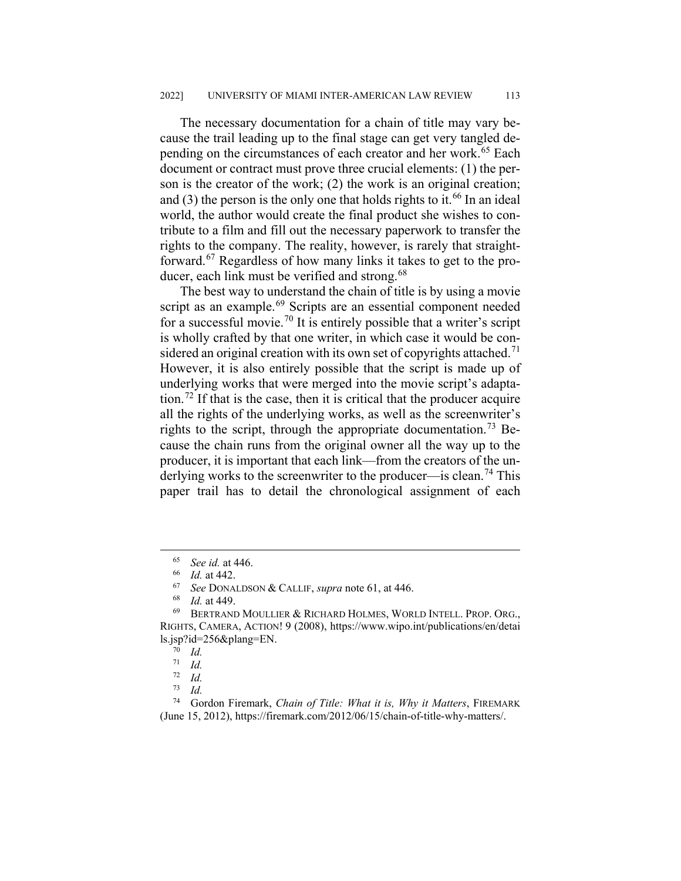The necessary documentation for a chain of title may vary because the trail leading up to the final stage can get very tangled depending on the circumstances of each creator and her work.[65] Each document or contract must prove three crucial elements: (1) the person is the creator of the work; (2) the work is an original creation; and (3) the person is the only one that holds rights to it.[66] In an ideal world, the author would create the final product she wishes to contribute to a film and fill out the necessary paperwork to transfer the rights to the company. The reality, however, is rarely that straightforward.[67] Regardless of how many links it takes to get to the producer, each link must be verified and strong.[68]

The best way to understand the chain of title is by using a movie script as an example.[69] Scripts are an essential component needed for a successful movie.[70] It is entirely possible that a writer's script is wholly crafted by that one writer, in which case it would be considered an original creation with its own set of copyrights attached.[71] However, it is also entirely possible that the script is made up of underlying works that were merged into the movie script's adaptation.[72] If that is the case, then it is critical that the producer acquire all the rights of the underlying works, as well as the screenwriter's rights to the script, through the appropriate documentation.[73] Because the chain runs from the original owner all the way up to the producer, it is important that each link—from the creators of the underlying works to the screenwriter to the producer—is clean.[74] This paper trail has to detail the chronological assignment of each

---

[65] *See id.* at 446.

[66] *Id.* at 442.

[67] *See* DONALDSON & CALLIF, *supra* note 61, at 446.

[68] *Id.* at 449.

[69] BERTRAND MOULLIER & RICHARD HOLMES, WORLD INTELL. PROP. ORG., RIGHTS, CAMERA, ACTION! 9 (2008), https://www.wipo.int/publications/en/details.jsp?id=256&plang=EN.

[70] *Id.*

[71] *Id.*

[72] *Id.*

[73] *Id.*

[74] Gordon Firemark, *Chain of Title: What it is, Why it Matters*, FIREMARK (June 15, 2012), https://firemark.com/2012/06/15/chain-of-title-why-matters/.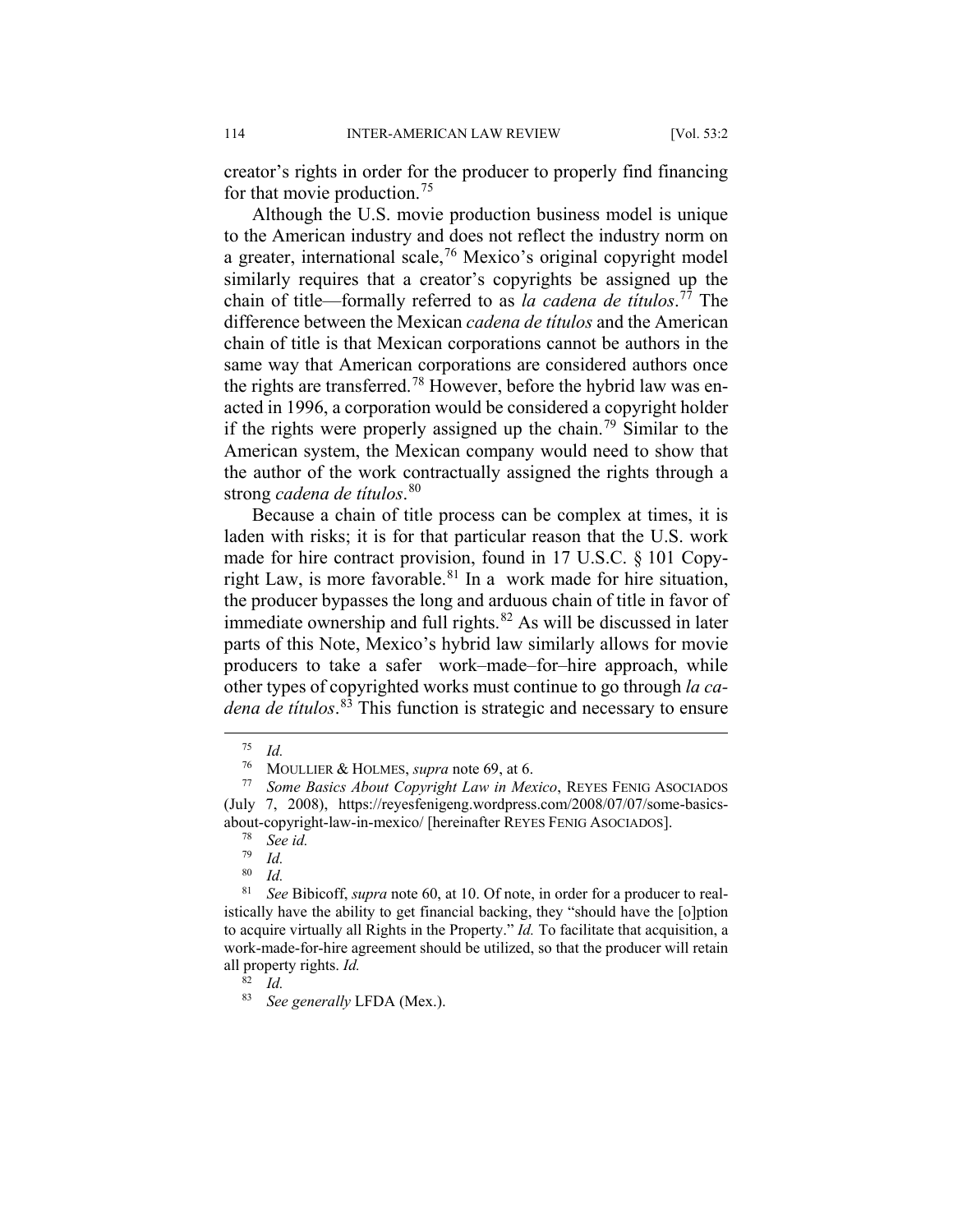creator's rights in order for the producer to properly find financing for that movie production.[75]

Although the U.S. movie production business model is unique to the American industry and does not reflect the industry norm on a greater, international scale,[76] Mexico's original copyright model similarly requires that a creator's copyrights be assigned up the chain of title—formally referred to as *la cadena de títulos*.[77] The difference between the Mexican *cadena de títulos* and the American chain of title is that Mexican corporations cannot be authors in the same way that American corporations are considered authors once the rights are transferred.[78] However, before the hybrid law was enacted in 1996, a corporation would be considered a copyright holder if the rights were properly assigned up the chain.[79] Similar to the American system, the Mexican company would need to show that the author of the work contractually assigned the rights through a strong *cadena de títulos*.[80]

Because a chain of title process can be complex at times, it is laden with risks; it is for that particular reason that the U.S. work made for hire contract provision, found in 17 U.S.C. § 101 Copyright Law, is more favorable.[81] In a work made for hire situation, the producer bypasses the long and arduous chain of title in favor of immediate ownership and full rights.[82] As will be discussed in later parts of this Note, Mexico's hybrid law similarly allows for movie producers to take a safer work–made–for–hire approach, while other types of copyrighted works must continue to go through *la cadena de títulos*.[83] This function is strategic and necessary to ensure

---

[75] *Id.*

[76] MOULLIER & HOLMES, *supra* note 69, at 6.

[77] *Some Basics About Copyright Law in Mexico*, REYES FENIG ASOCIADOS (July 7, 2008), https://reyesfenigeng.wordpress.com/2008/07/07/some-basics-about-copyright-law-in-mexico/ [hereinafter REYES FENIG ASOCIADOS].

[78] *See id.*

[79] *Id.*

[80] *Id.*

[81] *See* Bibicoff, *supra* note 60, at 10. Of note, in order for a producer to realistically have the ability to get financial backing, they "should have the [o]ption to acquire virtually all Rights in the Property." *Id.* To facilitate that acquisition, a work-made-for-hire agreement should be utilized, so that the producer will retain all property rights. *Id.*

[82] *Id.*

[83] *See generally* LFDA (Mex.).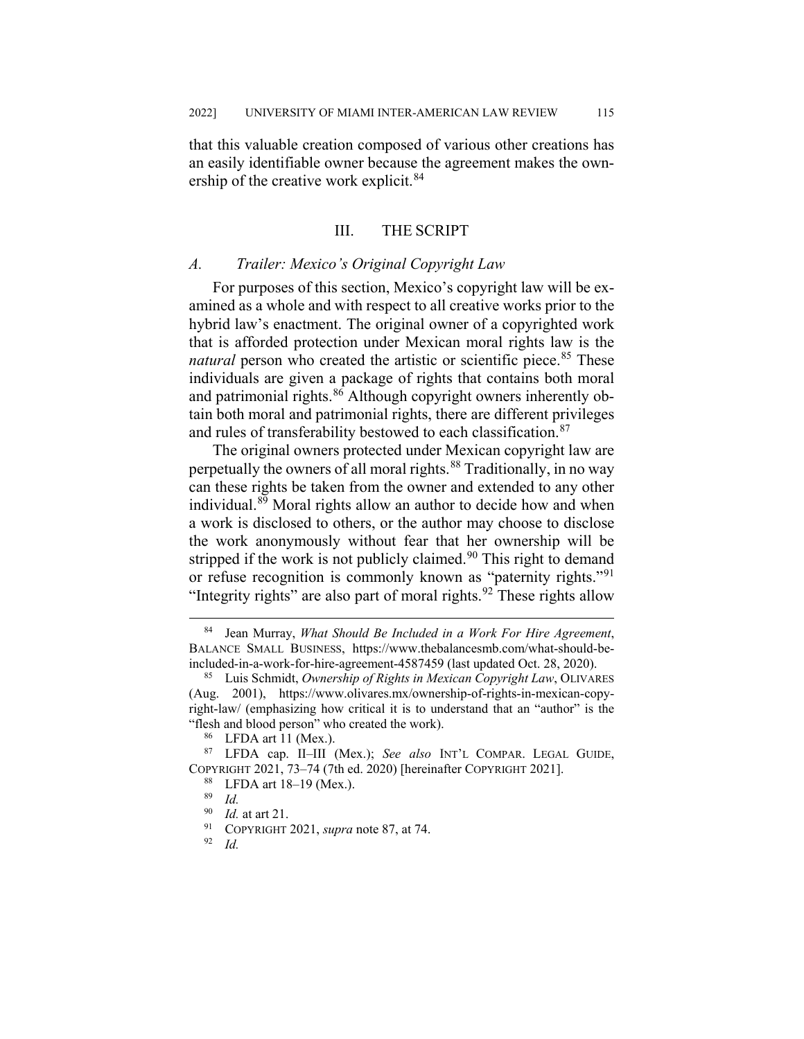that this valuable creation composed of various other creations has an easily identifiable owner because the agreement makes the ownership of the creative work explicit.[84]

## III. THE SCRIPT

### *A. Trailer: Mexico's Original Copyright Law*

For purposes of this section, Mexico's copyright law will be examined as a whole and with respect to all creative works prior to the hybrid law's enactment. The original owner of a copyrighted work that is afforded protection under Mexican moral rights law is the *natural* person who created the artistic or scientific piece.[85] These individuals are given a package of rights that contains both moral and patrimonial rights.[86] Although copyright owners inherently obtain both moral and patrimonial rights, there are different privileges and rules of transferability bestowed to each classification.[87]

The original owners protected under Mexican copyright law are perpetually the owners of all moral rights.[88] Traditionally, in no way can these rights be taken from the owner and extended to any other individual.[89] Moral rights allow an author to decide how and when a work is disclosed to others, or the author may choose to disclose the work anonymously without fear that her ownership will be stripped if the work is not publicly claimed.[90] This right to demand or refuse recognition is commonly known as "paternity rights."[91] "Integrity rights" are also part of moral rights.[92] These rights allow

---

[84] Jean Murray, *What Should Be Included in a Work For Hire Agreement*, BALANCE SMALL BUSINESS, https://www.thebalancesmb.com/what-should-be-included-in-a-work-for-hire-agreement-4587459 (last updated Oct. 28, 2020).

[85] Luis Schmidt, *Ownership of Rights in Mexican Copyright Law*, OLIVARES (Aug. 2001), https://www.olivares.mx/ownership-of-rights-in-mexican-copyright-law/ (emphasizing how critical it is to understand that an "author" is the "flesh and blood person" who created the work).

[86] LFDA art 11 (Mex.).

[87] LFDA cap. II–III (Mex.); *See also* INT'L COMPAR. LEGAL GUIDE, COPYRIGHT 2021, 73–74 (7th ed. 2020) [hereinafter COPYRIGHT 2021].

[88] LFDA art 18–19 (Mex.).

[89] *Id.*

[90] *Id.* at art 21.

[91] COPYRIGHT 2021, *supra* note 87, at 74.

[92] *Id.*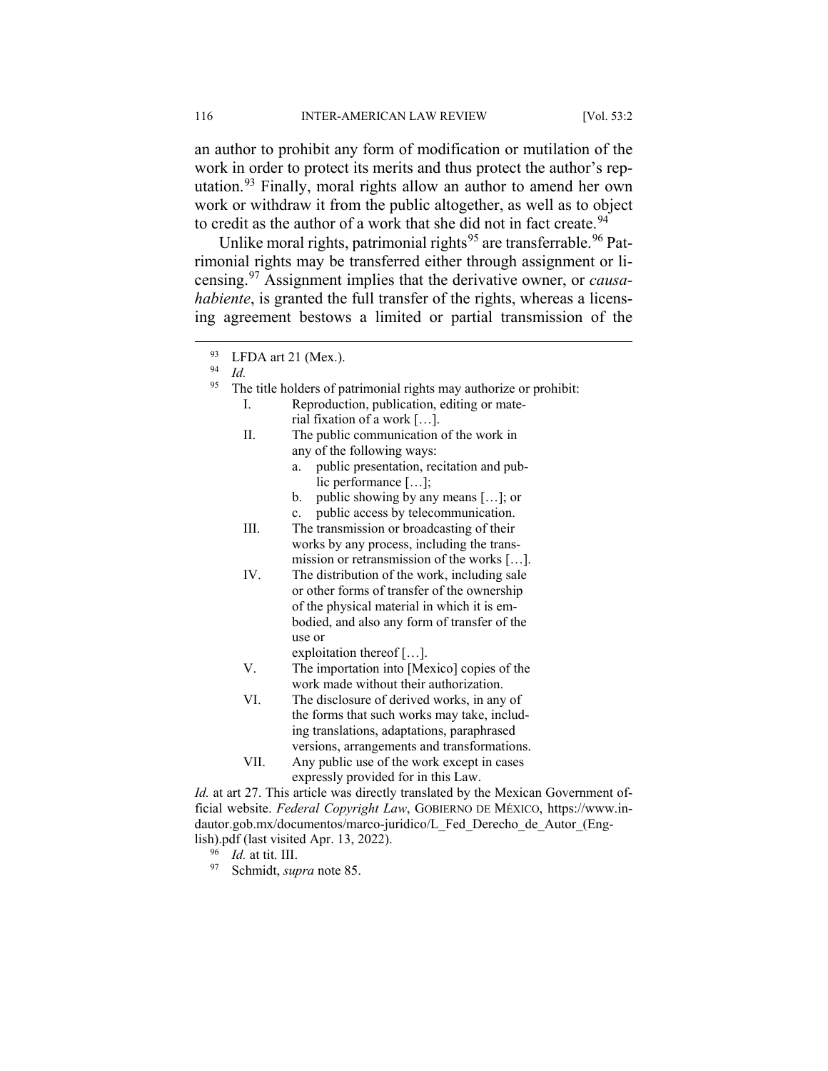an author to prohibit any form of modification or mutilation of the work in order to protect its merits and thus protect the author's reputation.[93] Finally, moral rights allow an author to amend her own work or withdraw it from the public altogether, as well as to object to credit as the author of a work that she did not in fact create.[94]

Unlike moral rights, patrimonial rights[95] are transferrable.[96] Patrimonial rights may be transferred either through assignment or licensing.[97] Assignment implies that the derivative owner, or *causahabiente*, is granted the full transfer of the rights, whereas a licensing agreement bestows a limited or partial transmission of the

---

[93] LFDA art 21 (Mex.).

[94] *Id.*

[95] The title holders of patrimonial rights may authorize or prohibit:

I. Reproduction, publication, editing or material fixation of a work […].

II. The public communication of the work in any of the following ways:
   a. public presentation, recitation and public performance […];
   b. public showing by any means […]; or
   c. public access by telecommunication.

III. The transmission or broadcasting of their works by any process, including the transmission or retransmission of the works […].

IV. The distribution of the work, including sale or other forms of transfer of the ownership of the physical material in which it is embodied, and also any form of transfer of the use or exploitation thereof […].

V. The importation into [Mexico] copies of the work made without their authorization.

VI. The disclosure of derived works, in any of the forms that such works may take, including translations, adaptations, paraphrased versions, arrangements and transformations.

VII. Any public use of the work except in cases expressly provided for in this Law.

*Id.* at art 27. This article was directly translated by the Mexican Government official website. *Federal Copyright Law*, GOBIERNO DE MÉXICO, https://www.indautor.gob.mx/documentos/marco-juridico/L_Fed_Derecho_de_Autor_(English).pdf (last visited Apr. 13, 2022).

[96] *Id.* at tit. III.

[97] Schmidt, *supra* note 85.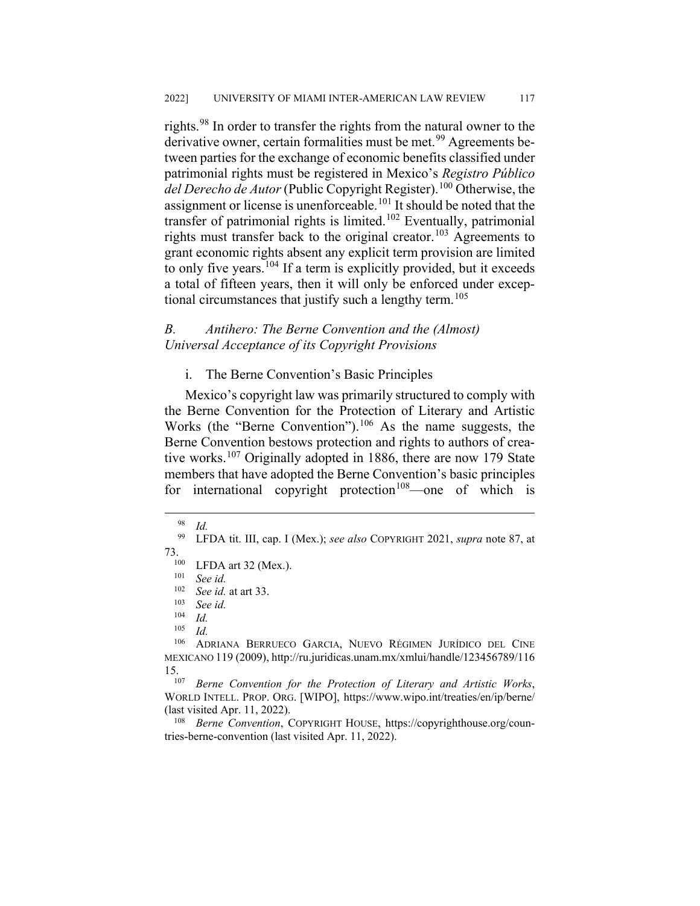rights.[98] In order to transfer the rights from the natural owner to the derivative owner, certain formalities must be met.[99] Agreements between parties for the exchange of economic benefits classified under patrimonial rights must be registered in Mexico's *Registro Público del Derecho de Autor* (Public Copyright Register).[100] Otherwise, the assignment or license is unenforceable.[101] It should be noted that the transfer of patrimonial rights is limited.[102] Eventually, patrimonial rights must transfer back to the original creator.[103] Agreements to grant economic rights absent any explicit term provision are limited to only five years.[104] If a term is explicitly provided, but it exceeds a total of fifteen years, then it will only be enforced under exceptional circumstances that justify such a lengthy term.[105]

### *B. Antihero: The Berne Convention and the (Almost) Universal Acceptance of its Copyright Provisions*

#### i. The Berne Convention's Basic Principles

Mexico's copyright law was primarily structured to comply with the Berne Convention for the Protection of Literary and Artistic Works (the "Berne Convention").[106] As the name suggests, the Berne Convention bestows protection and rights to authors of creative works.[107] Originally adopted in 1886, there are now 179 State members that have adopted the Berne Convention's basic principles for international copyright protection[108]—one of which is

---

[98] *Id.*

[99] LFDA tit. III, cap. I (Mex.); *see also* COPYRIGHT 2021, *supra* note 87, at 73.

[100] LFDA art 32 (Mex.).

[101] *See id.*

[102] *See id.* at art 33.

[103] *See id.*

[104] *Id.*

[105] *Id.*

[106] ADRIANA BERRUECO GARCIA, NUEVO RÉGIMEN JURÍDICO DEL CINE MEXICANO 119 (2009), http://ru.juridicas.unam.mx/xmlui/handle/123456789/11615.

[107] *Berne Convention for the Protection of Literary and Artistic Works*, WORLD INTELL. PROP. ORG. [WIPO], https://www.wipo.int/treaties/en/ip/berne/ (last visited Apr. 11, 2022).

[108] *Berne Convention*, COPYRIGHT HOUSE, https://copyrighthouse.org/countries-berne-convention (last visited Apr. 11, 2022).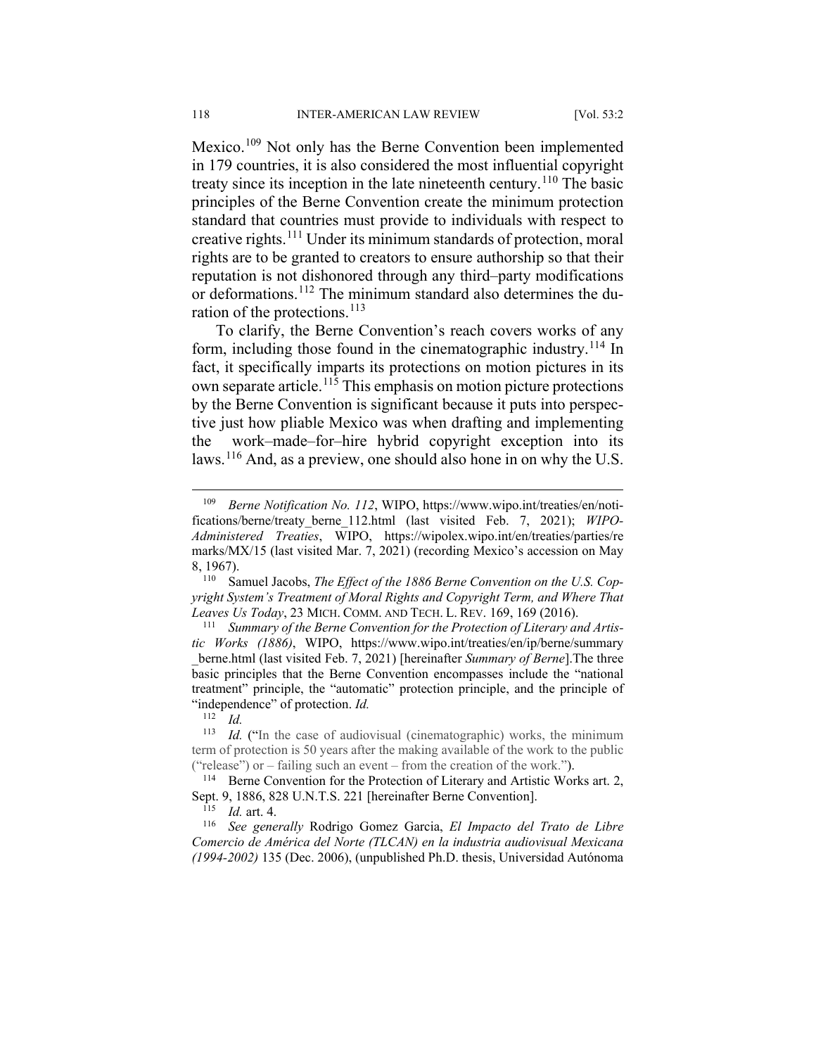Mexico.[109] Not only has the Berne Convention been implemented in 179 countries, it is also considered the most influential copyright treaty since its inception in the late nineteenth century.[110] The basic principles of the Berne Convention create the minimum protection standard that countries must provide to individuals with respect to creative rights.[111] Under its minimum standards of protection, moral rights are to be granted to creators to ensure authorship so that their reputation is not dishonored through any third–party modifications or deformations.[112] The minimum standard also determines the duration of the protections.[113]

To clarify, the Berne Convention's reach covers works of any form, including those found in the cinematographic industry.[114] In fact, it specifically imparts its protections on motion pictures in its own separate article.[115] This emphasis on motion picture protections by the Berne Convention is significant because it puts into perspective just how pliable Mexico was when drafting and implementing the work–made–for–hire hybrid copyright exception into its laws.[116] And, as a preview, one should also hone in on why the U.S.

---

[109] *Berne Notification No. 112*, WIPO, https://www.wipo.int/treaties/en/notifications/berne/treaty_berne_112.html (last visited Feb. 7, 2021); *WIPO-Administered Treaties*, WIPO, https://wipolex.wipo.int/en/treaties/parties/remarks/MX/15 (last visited Mar. 7, 2021) (recording Mexico's accession on May 8, 1967).

[110] Samuel Jacobs, *The Effect of the 1886 Berne Convention on the U.S. Copyright System's Treatment of Moral Rights and Copyright Term, and Where That Leaves Us Today*, 23 MICH. COMM. AND TECH. L. REV. 169, 169 (2016).

[111] *Summary of the Berne Convention for the Protection of Literary and Artistic Works (1886)*, WIPO, https://www.wipo.int/treaties/en/ip/berne/summary_berne.html (last visited Feb. 7, 2021) [hereinafter *Summary of Berne*].The three basic principles that the Berne Convention encompasses include the "national treatment" principle, the "automatic" protection principle, and the principle of "independence" of protection. *Id.*

[112] *Id.*

[113] *Id.* ("In the case of audiovisual (cinematographic) works, the minimum term of protection is 50 years after the making available of the work to the public ("release") or – failing such an event – from the creation of the work.").

[114] Berne Convention for the Protection of Literary and Artistic Works art. 2, Sept. 9, 1886, 828 U.N.T.S. 221 [hereinafter Berne Convention].

[115] *Id.* art. 4.

[116] *See generally* Rodrigo Gomez Garcia, *El Impacto del Trato de Libre Comercio de América del Norte (TLCAN) en la industria audiovisual Mexicana (1994-2002)* 135 (Dec. 2006), (unpublished Ph.D. thesis, Universidad Autónoma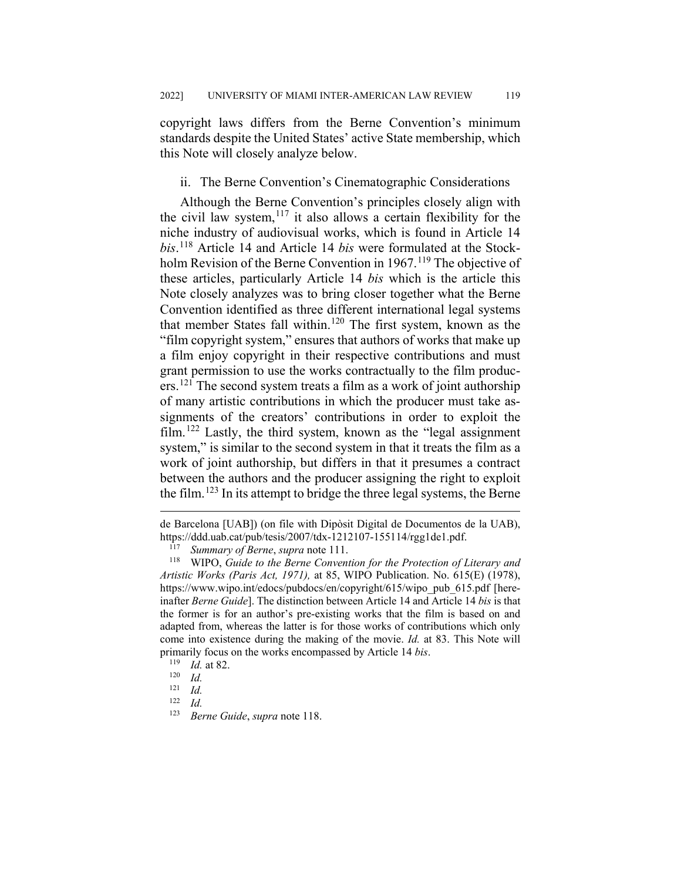copyright laws differs from the Berne Convention's minimum standards despite the United States' active State membership, which this Note will closely analyze below.

### ii. The Berne Convention's Cinematographic Considerations

Although the Berne Convention's principles closely align with the civil law system,[117] it also allows a certain flexibility for the niche industry of audiovisual works, which is found in Article 14 *bis*.[118] Article 14 and Article 14 *bis* were formulated at the Stockholm Revision of the Berne Convention in 1967.[119] The objective of these articles, particularly Article 14 *bis* which is the article this Note closely analyzes was to bring closer together what the Berne Convention identified as three different international legal systems that member States fall within.[120] The first system, known as the "film copyright system," ensures that authors of works that make up a film enjoy copyright in their respective contributions and must grant permission to use the works contractually to the film producers.[121] The second system treats a film as a work of joint authorship of many artistic contributions in which the producer must take assignments of the creators' contributions in order to exploit the film.[122] Lastly, the third system, known as the "legal assignment system," is similar to the second system in that it treats the film as a work of joint authorship, but differs in that it presumes a contract between the authors and the producer assigning the right to exploit the film.[123] In its attempt to bridge the three legal systems, the Berne

---

de Barcelona [UAB]) (on file with Dipòsit Digital de Documentos de la UAB), https://ddd.uab.cat/pub/tesis/2007/tdx-1212107-155114/rgg1de1.pdf.

[117] *Summary of Berne*, *supra* note 111.

[118] WIPO, *Guide to the Berne Convention for the Protection of Literary and Artistic Works (Paris Act, 1971),* at 85, WIPO Publication. No. 615(E) (1978), https://www.wipo.int/edocs/pubdocs/en/copyright/615/wipo_pub_615.pdf [hereinafter *Berne Guide*]. The distinction between Article 14 and Article 14 *bis* is that the former is for an author's pre-existing works that the film is based on and adapted from, whereas the latter is for those works of contributions which only come into existence during the making of the movie. *Id.* at 83. This Note will primarily focus on the works encompassed by Article 14 *bis*.

[119] *Id.* at 82.

[120] *Id.*

[121] *Id.*

[122] *Id.*

[123] *Berne Guide*, *supra* note 118.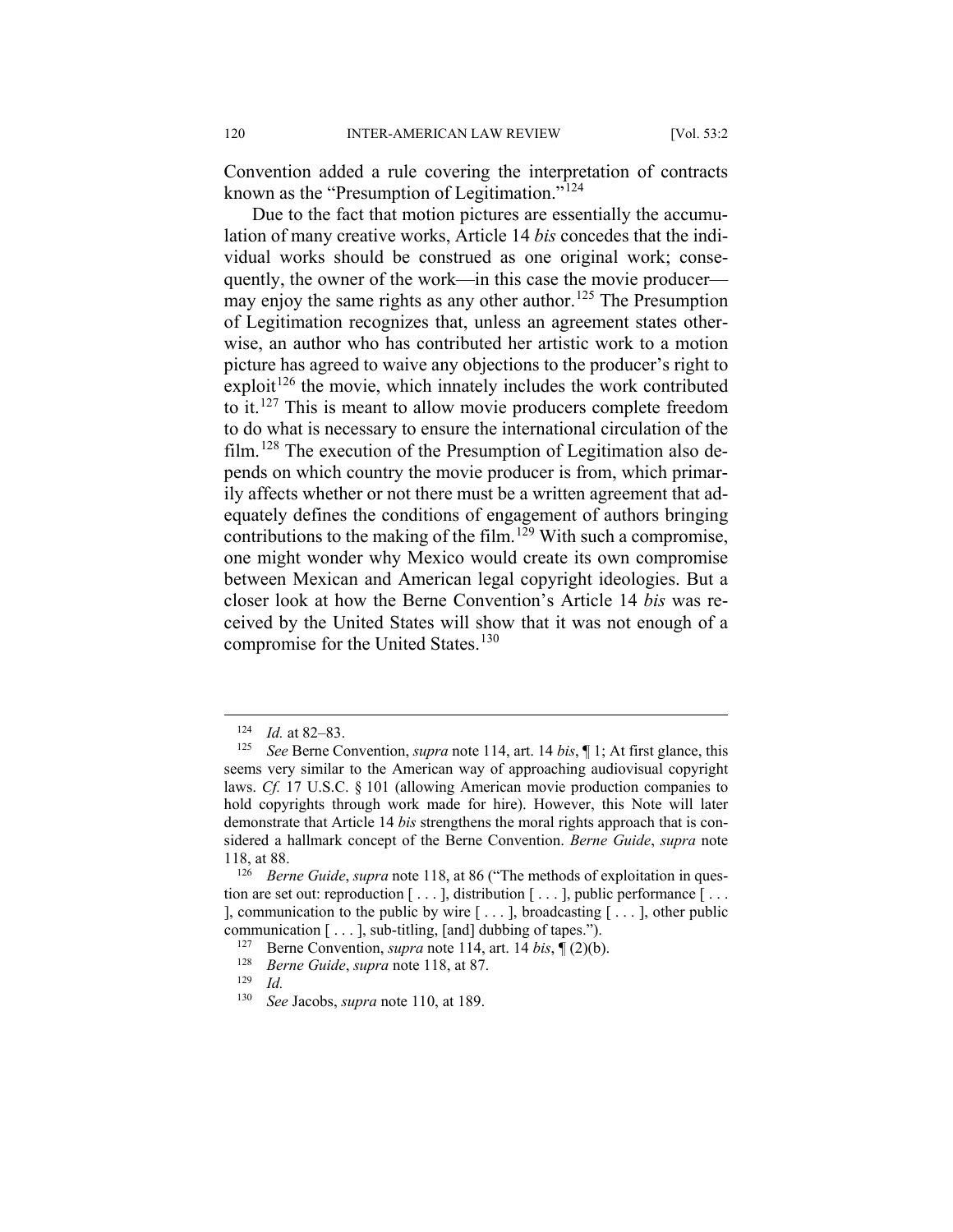Convention added a rule covering the interpretation of contracts known as the "Presumption of Legitimation."[124]

Due to the fact that motion pictures are essentially the accumulation of many creative works, Article 14 *bis* concedes that the individual works should be construed as one original work; consequently, the owner of the work—in this case the movie producer—may enjoy the same rights as any other author.[125] The Presumption of Legitimation recognizes that, unless an agreement states otherwise, an author who has contributed her artistic work to a motion picture has agreed to waive any objections to the producer's right to exploit[126] the movie, which innately includes the work contributed to it.[127] This is meant to allow movie producers complete freedom to do what is necessary to ensure the international circulation of the film.[128] The execution of the Presumption of Legitimation also depends on which country the movie producer is from, which primarily affects whether or not there must be a written agreement that adequately defines the conditions of engagement of authors bringing contributions to the making of the film.[129] With such a compromise, one might wonder why Mexico would create its own compromise between Mexican and American legal copyright ideologies. But a closer look at how the Berne Convention's Article 14 *bis* was received by the United States will show that it was not enough of a compromise for the United States.[130]

---

[124] *Id.* at 82–83.

[125] *See* Berne Convention, *supra* note 114, art. 14 *bis*, ¶ 1; At first glance, this seems very similar to the American way of approaching audiovisual copyright laws. *Cf.* 17 U.S.C. § 101 (allowing American movie production companies to hold copyrights through work made for hire). However, this Note will later demonstrate that Article 14 *bis* strengthens the moral rights approach that is considered a hallmark concept of the Berne Convention. *Berne Guide*, *supra* note 118, at 88.

[126] *Berne Guide*, *supra* note 118, at 86 ("The methods of exploitation in question are set out: reproduction [ . . . ], distribution [ . . . ], public performance [ . . . ], communication to the public by wire [ . . . ], broadcasting [ . . . ], other public communication [ . . . ], sub-titling, [and] dubbing of tapes.").

[127] Berne Convention, *supra* note 114, art. 14 *bis*, ¶ (2)(b).

[128] *Berne Guide*, *supra* note 118, at 87.

[129] *Id.*

[130] *See* Jacobs, *supra* note 110, at 189.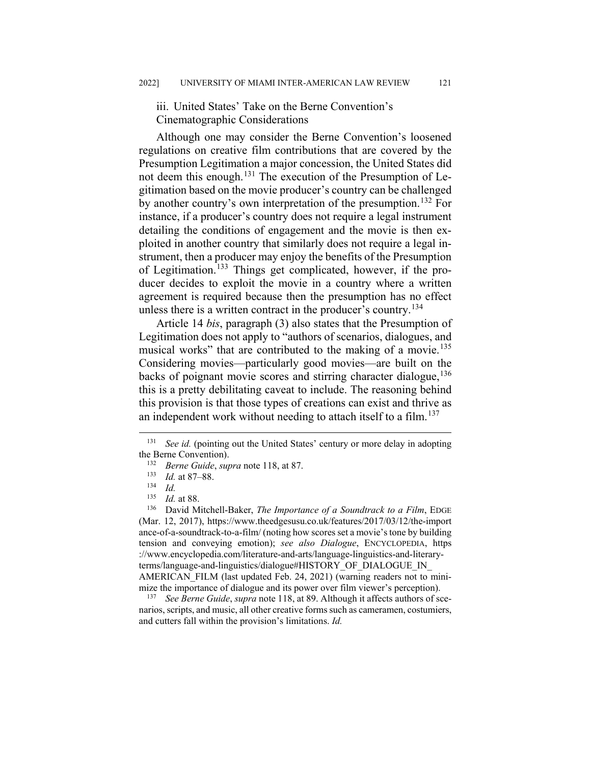### iii. United States' Take on the Berne Convention's Cinematographic Considerations

Although one may consider the Berne Convention's loosened regulations on creative film contributions that are covered by the Presumption Legitimation a major concession, the United States did not deem this enough.[131] The execution of the Presumption of Legitimation based on the movie producer's country can be challenged by another country's own interpretation of the presumption.[132] For instance, if a producer's country does not require a legal instrument detailing the conditions of engagement and the movie is then exploited in another country that similarly does not require a legal instrument, then a producer may enjoy the benefits of the Presumption of Legitimation.[133] Things get complicated, however, if the producer decides to exploit the movie in a country where a written agreement is required because then the presumption has no effect unless there is a written contract in the producer's country.[134]

Article 14 *bis*, paragraph (3) also states that the Presumption of Legitimation does not apply to "authors of scenarios, dialogues, and musical works" that are contributed to the making of a movie.[135] Considering movies—particularly good movies—are built on the backs of poignant movie scores and stirring character dialogue,[136] this is a pretty debilitating caveat to include. The reasoning behind this provision is that those types of creations can exist and thrive as an independent work without needing to attach itself to a film.[137]

---

[131] *See id.* (pointing out the United States' century or more delay in adopting the Berne Convention).

[132] *Berne Guide*, *supra* note 118, at 87.

[133] *Id.* at 87–88.

[134] *Id.*

[135] *Id.* at 88.

[136] David Mitchell-Baker, *The Importance of a Soundtrack to a Film*, EDGE (Mar. 12, 2017), https://www.theedgesusu.co.uk/features/2017/03/12/the-importance-of-a-soundtrack-to-a-film/ (noting how scores set a movie's tone by building tension and conveying emotion); *see also Dialogue*, ENCYCLOPEDIA, https://www.encyclopedia.com/literature-and-arts/language-linguistics-and-literary-terms/language-and-linguistics/dialogue#HISTORY_OF_DIALOGUE_IN_AMERICAN_FILM (last updated Feb. 24, 2021) (warning readers not to minimize the importance of dialogue and its power over film viewer's perception).

[137] *See Berne Guide*, *supra* note 118, at 89. Although it affects authors of scenarios, scripts, and music, all other creative forms such as cameramen, costumiers, and cutters fall within the provision's limitations. *Id.*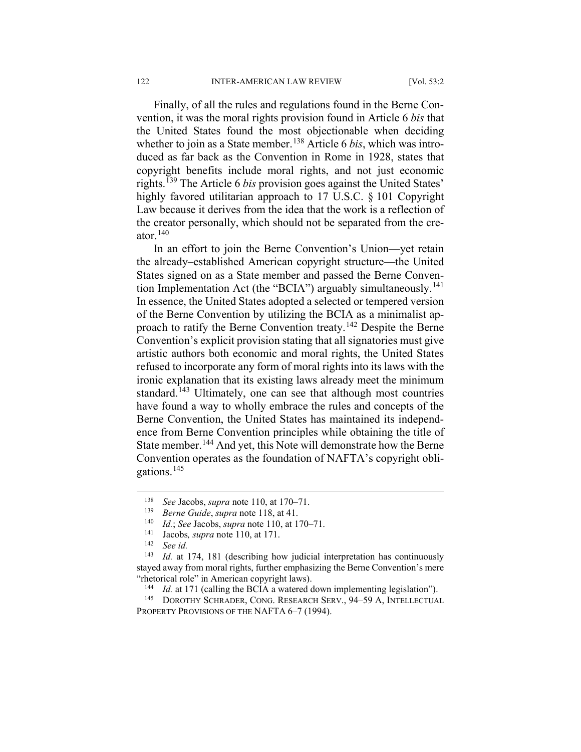Finally, of all the rules and regulations found in the Berne Convention, it was the moral rights provision found in Article 6 *bis* that the United States found the most objectionable when deciding whether to join as a State member.[138] Article 6 *bis*, which was introduced as far back as the Convention in Rome in 1928, states that copyright benefits include moral rights, and not just economic rights.[139] The Article 6 *bis* provision goes against the United States' highly favored utilitarian approach to 17 U.S.C. § 101 Copyright Law because it derives from the idea that the work is a reflection of the creator personally, which should not be separated from the creator.[140]

In an effort to join the Berne Convention's Union—yet retain the already–established American copyright structure—the United States signed on as a State member and passed the Berne Convention Implementation Act (the "BCIA") arguably simultaneously.[141] In essence, the United States adopted a selected or tempered version of the Berne Convention by utilizing the BCIA as a minimalist approach to ratify the Berne Convention treaty.[142] Despite the Berne Convention's explicit provision stating that all signatories must give artistic authors both economic and moral rights, the United States refused to incorporate any form of moral rights into its laws with the ironic explanation that its existing laws already meet the minimum standard.[143] Ultimately, one can see that although most countries have found a way to wholly embrace the rules and concepts of the Berne Convention, the United States has maintained its independence from Berne Convention principles while obtaining the title of State member.[144] And yet, this Note will demonstrate how the Berne Convention operates as the foundation of NAFTA's copyright obligations.[145]

---

[138] *See* Jacobs, *supra* note 110, at 170–71.

[139] *Berne Guide*, *supra* note 118, at 41.

[140] *Id.*; *See* Jacobs, *supra* note 110, at 170–71.

[141] Jacobs*, supra* note 110, at 171.

[142] *See id.*

[143] *Id.* at 174, 181 (describing how judicial interpretation has continuously stayed away from moral rights, further emphasizing the Berne Convention's mere "rhetorical role" in American copyright laws).

[144] *Id.* at 171 (calling the BCIA a watered down implementing legislation").

[145] DOROTHY SCHRADER, CONG. RESEARCH SERV., 94–59 A, INTELLECTUAL PROPERTY PROVISIONS OF THE NAFTA 6–7 (1994).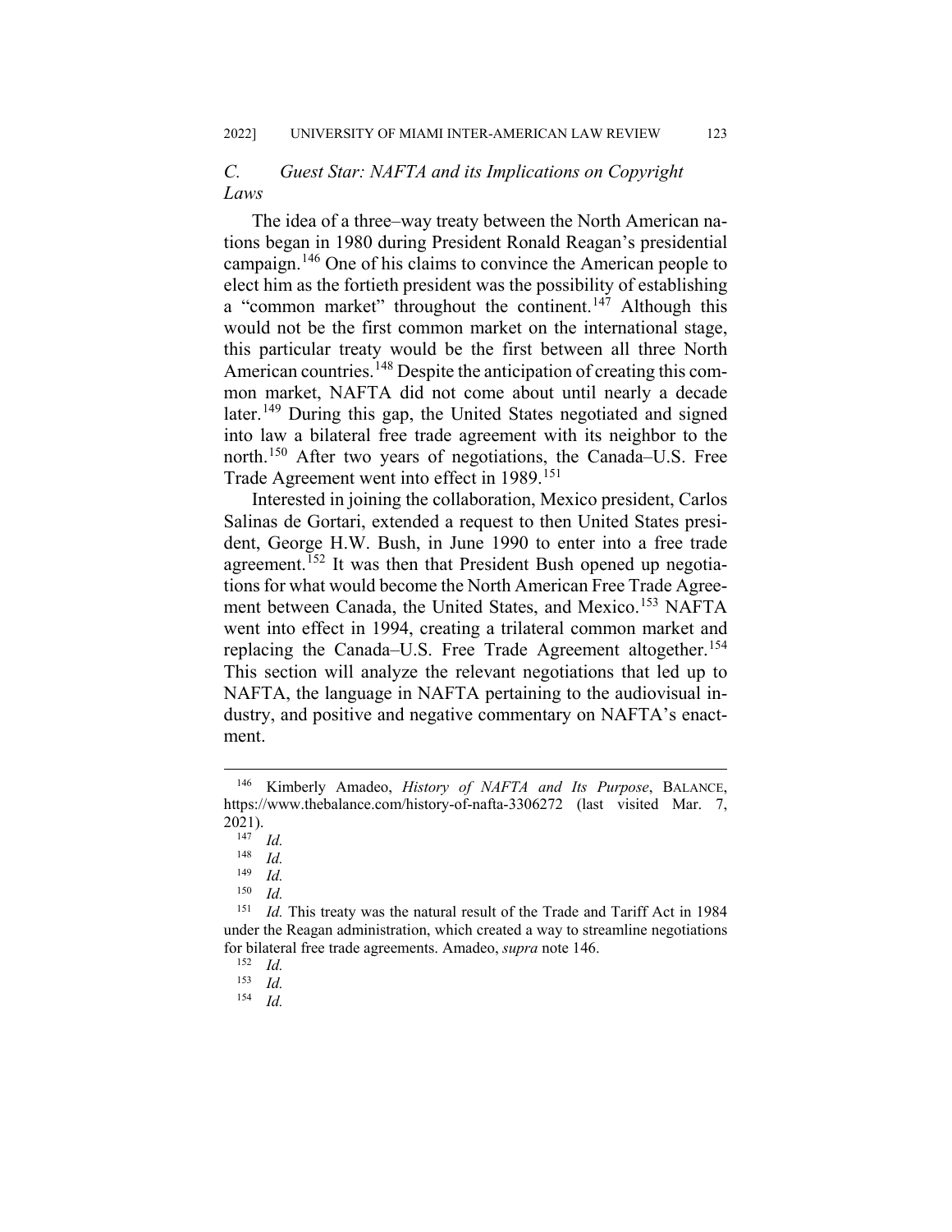### *C. Guest Star: NAFTA and its Implications on Copyright Laws*

The idea of a three–way treaty between the North American nations began in 1980 during President Ronald Reagan's presidential campaign.[146] One of his claims to convince the American people to elect him as the fortieth president was the possibility of establishing a "common market" throughout the continent.[147] Although this would not be the first common market on the international stage, this particular treaty would be the first between all three North American countries.[148] Despite the anticipation of creating this common market, NAFTA did not come about until nearly a decade later.[149] During this gap, the United States negotiated and signed into law a bilateral free trade agreement with its neighbor to the north.[150] After two years of negotiations, the Canada–U.S. Free Trade Agreement went into effect in 1989.[151]

Interested in joining the collaboration, Mexico president, Carlos Salinas de Gortari, extended a request to then United States president, George H.W. Bush, in June 1990 to enter into a free trade agreement.[152] It was then that President Bush opened up negotiations for what would become the North American Free Trade Agreement between Canada, the United States, and Mexico.[153] NAFTA went into effect in 1994, creating a trilateral common market and replacing the Canada–U.S. Free Trade Agreement altogether.[154] This section will analyze the relevant negotiations that led up to NAFTA, the language in NAFTA pertaining to the audiovisual industry, and positive and negative commentary on NAFTA's enactment.

---

[146] Kimberly Amadeo, *History of NAFTA and Its Purpose*, BALANCE, https://www.thebalance.com/history-of-nafta-3306272 (last visited Mar. 7, 2021).

[147] *Id.*

[148] *Id.*

[149] *Id.*

[150] *Id.*

[151] *Id.* This treaty was the natural result of the Trade and Tariff Act in 1984 under the Reagan administration, which created a way to streamline negotiations for bilateral free trade agreements. Amadeo, *supra* note 146.

[152] *Id.*

[153] *Id.*

[154] *Id.*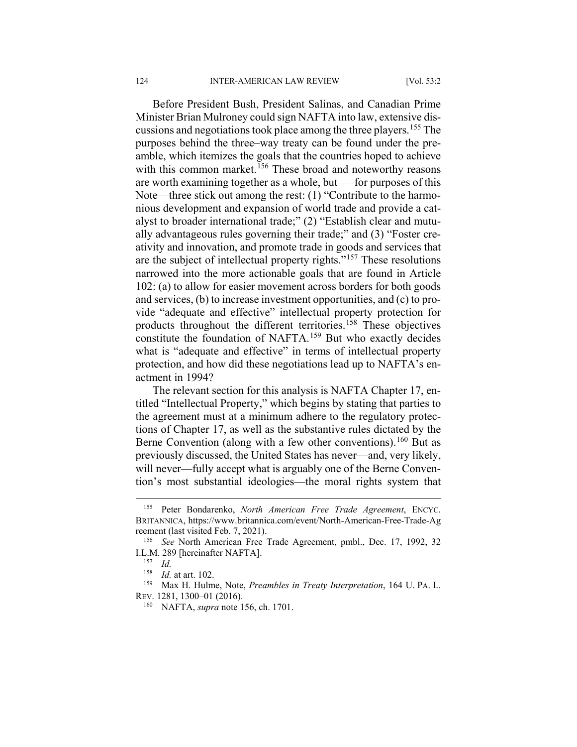Before President Bush, President Salinas, and Canadian Prime Minister Brian Mulroney could sign NAFTA into law, extensive discussions and negotiations took place among the three players.[155] The purposes behind the three–way treaty can be found under the preamble, which itemizes the goals that the countries hoped to achieve with this common market.[156] These broad and noteworthy reasons are worth examining together as a whole, but—–for purposes of this Note—three stick out among the rest: (1) "Contribute to the harmonious development and expansion of world trade and provide a catalyst to broader international trade;" (2) "Establish clear and mutually advantageous rules governing their trade;" and (3) "Foster creativity and innovation, and promote trade in goods and services that are the subject of intellectual property rights."[157] These resolutions narrowed into the more actionable goals that are found in Article 102: (a) to allow for easier movement across borders for both goods and services, (b) to increase investment opportunities, and (c) to provide "adequate and effective" intellectual property protection for products throughout the different territories.[158] These objectives constitute the foundation of NAFTA.[159] But who exactly decides what is "adequate and effective" in terms of intellectual property protection, and how did these negotiations lead up to NAFTA's enactment in 1994?

The relevant section for this analysis is NAFTA Chapter 17, entitled "Intellectual Property," which begins by stating that parties to the agreement must at a minimum adhere to the regulatory protections of Chapter 17, as well as the substantive rules dictated by the Berne Convention (along with a few other conventions).[160] But as previously discussed, the United States has never—and, very likely, will never—fully accept what is arguably one of the Berne Convention's most substantial ideologies—the moral rights system that

---

[155] Peter Bondarenko, *North American Free Trade Agreement*, ENCYC. BRITANNICA, https://www.britannica.com/event/North-American-Free-Trade-Agreement (last visited Feb. 7, 2021).

[156] *See* North American Free Trade Agreement, pmbl., Dec. 17, 1992, 32 I.L.M. 289 [hereinafter NAFTA].

[157] *Id.*

[158] *Id.* at art. 102.

[159] Max H. Hulme, Note, *Preambles in Treaty Interpretation*, 164 U. PA. L. REV. 1281, 1300–01 (2016).

[160] NAFTA, *supra* note 156, ch. 1701.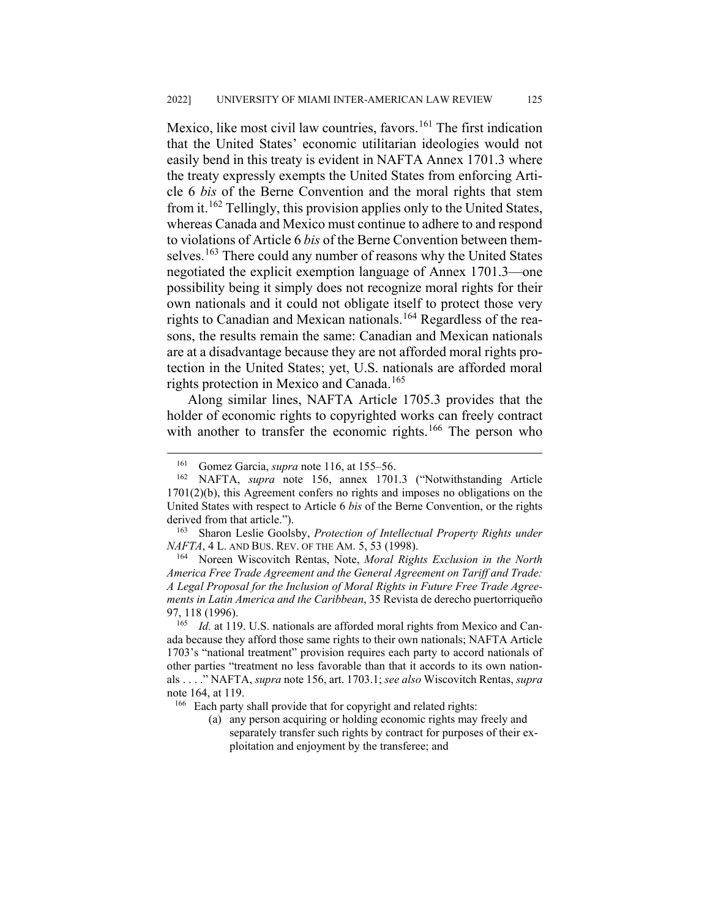Mexico, like most civil law countries, favors.[161] The first indication that the United States' economic utilitarian ideologies would not easily bend in this treaty is evident in NAFTA Annex 1701.3 where the treaty expressly exempts the United States from enforcing Article 6 *bis* of the Berne Convention and the moral rights that stem from it.[162] Tellingly, this provision applies only to the United States, whereas Canada and Mexico must continue to adhere to and respond to violations of Article 6 *bis* of the Berne Convention between themselves.[163] There could any number of reasons why the United States negotiated the explicit exemption language of Annex 1701.3—one possibility being it simply does not recognize moral rights for their own nationals and it could not obligate itself to protect those very rights to Canadian and Mexican nationals.[164] Regardless of the reasons, the results remain the same: Canadian and Mexican nationals are at a disadvantage because they are not afforded moral rights protection in the United States; yet, U.S. nationals are afforded moral rights protection in Mexico and Canada.[165]

Along similar lines, NAFTA Article 1705.3 provides that the holder of economic rights to copyrighted works can freely contract with another to transfer the economic rights.[166] The person who

---

[161] Gomez Garcia, *supra* note 116, at 155–56.

[162] NAFTA, *supra* note 156, annex 1701.3 ("Notwithstanding Article 1701(2)(b), this Agreement confers no rights and imposes no obligations on the United States with respect to Article 6 *bis* of the Berne Convention, or the rights derived from that article.").

[163] Sharon Leslie Goolsby, *Protection of Intellectual Property Rights under NAFTA*, 4 L. AND BUS. REV. OF THE AM. 5, 53 (1998).

[164] Noreen Wiscovitch Rentas, Note, *Moral Rights Exclusion in the North America Free Trade Agreement and the General Agreement on Tariff and Trade: A Legal Proposal for the Inclusion of Moral Rights in Future Free Trade Agreements in Latin America and the Caribbean*, 35 Revista de derecho puertorriqueño 97, 118 (1996).

[165] *Id.* at 119. U.S. nationals are afforded moral rights from Mexico and Canada because they afford those same rights to their own nationals; NAFTA Article 1703's "national treatment" provision requires each party to accord nationals of other parties "treatment no less favorable than that it accords to its own nationals . . . ." NAFTA, *supra* note 156, art. 1703.1; *see also* Wiscovitch Rentas, *supra* note 164, at 119.

[166] Each party shall provide that for copyright and related rights:

(a) any person acquiring or holding economic rights may freely and separately transfer such rights by contract for purposes of their exploitation and enjoyment by the transferee; and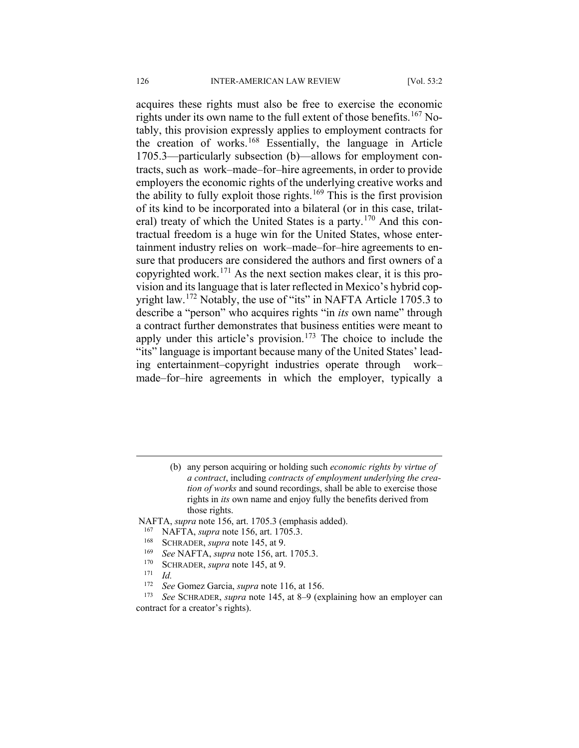acquires these rights must also be free to exercise the economic rights under its own name to the full extent of those benefits.[167] Notably, this provision expressly applies to employment contracts for the creation of works.[168] Essentially, the language in Article 1705.3—particularly subsection (b)—allows for employment contracts, such as work–made–for–hire agreements, in order to provide employers the economic rights of the underlying creative works and the ability to fully exploit those rights.[169] This is the first provision of its kind to be incorporated into a bilateral (or in this case, trilateral) treaty of which the United States is a party.[170] And this contractual freedom is a huge win for the United States, whose entertainment industry relies on work–made–for–hire agreements to ensure that producers are considered the authors and first owners of a copyrighted work.[171] As the next section makes clear, it is this provision and its language that is later reflected in Mexico's hybrid copyright law.[172] Notably, the use of "its" in NAFTA Article 1705.3 to describe a "person" who acquires rights "in *its* own name" through a contract further demonstrates that business entities were meant to apply under this article's provision.[173] The choice to include the "its" language is important because many of the United States' leading entertainment–copyright industries operate through work–made–for–hire agreements in which the employer, typically a

---

> (b) any person acquiring or holding such *economic rights by virtue of a contract*, including *contracts of employment underlying the creation of works* and sound recordings, shall be able to exercise those rights in *its* own name and enjoy fully the benefits derived from those rights.

NAFTA, *supra* note 156, art. 1705.3 (emphasis added).

[167] NAFTA, *supra* note 156, art. 1705.3.

[168] SCHRADER, *supra* note 145, at 9.

[169] *See* NAFTA, *supra* note 156, art. 1705.3.

[170] SCHRADER, *supra* note 145, at 9.

[171] *Id.*

[172] *See* Gomez Garcia, *supra* note 116, at 156.

[173] *See* SCHRADER, *supra* note 145, at 8–9 (explaining how an employer can contract for a creator's rights).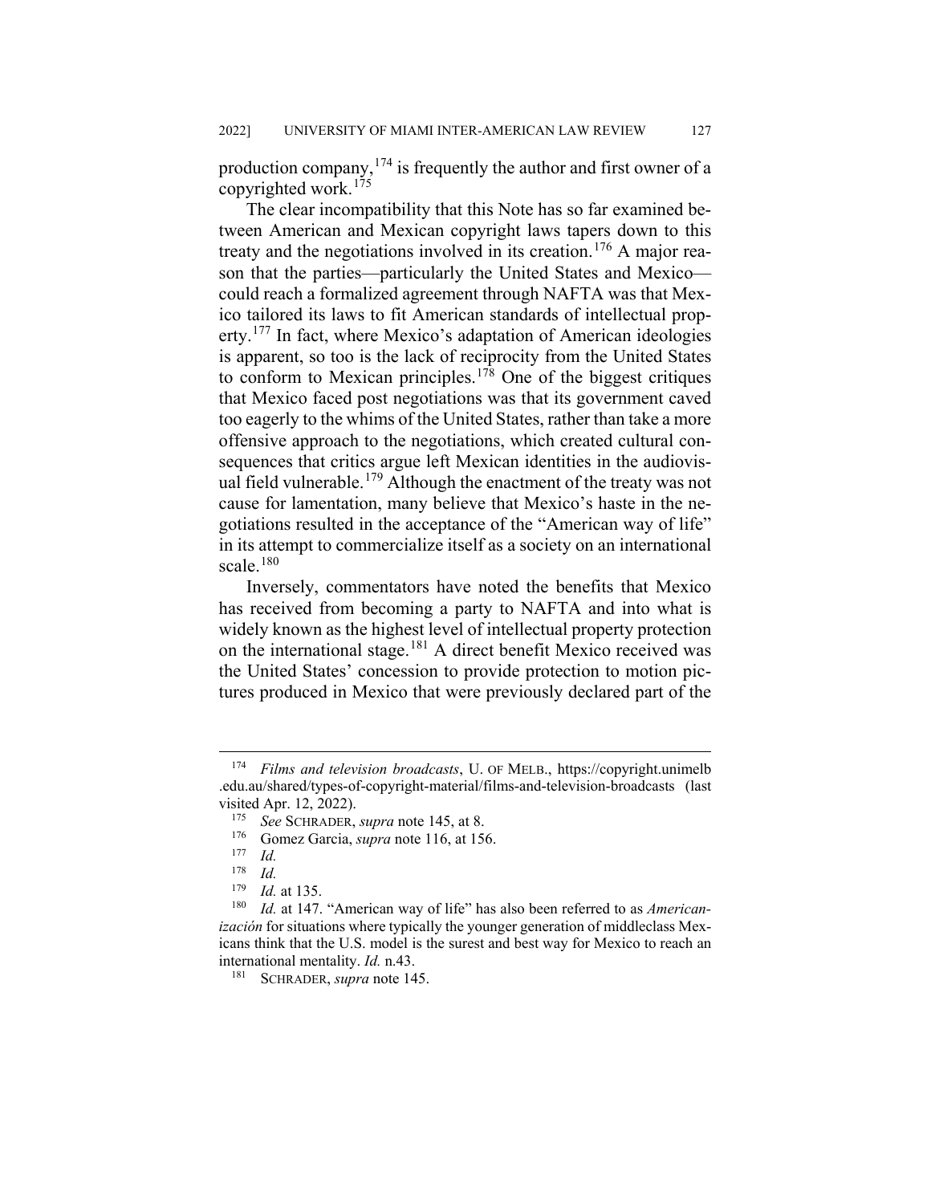production company,[174] is frequently the author and first owner of a copyrighted work.[175]

The clear incompatibility that this Note has so far examined between American and Mexican copyright laws tapers down to this treaty and the negotiations involved in its creation.[176] A major reason that the parties—particularly the United States and Mexico—could reach a formalized agreement through NAFTA was that Mexico tailored its laws to fit American standards of intellectual property.[177] In fact, where Mexico's adaptation of American ideologies is apparent, so too is the lack of reciprocity from the United States to conform to Mexican principles.[178] One of the biggest critiques that Mexico faced post negotiations was that its government caved too eagerly to the whims of the United States, rather than take a more offensive approach to the negotiations, which created cultural consequences that critics argue left Mexican identities in the audiovisual field vulnerable.[179] Although the enactment of the treaty was not cause for lamentation, many believe that Mexico's haste in the negotiations resulted in the acceptance of the "American way of life" in its attempt to commercialize itself as a society on an international scale.[180]

Inversely, commentators have noted the benefits that Mexico has received from becoming a party to NAFTA and into what is widely known as the highest level of intellectual property protection on the international stage.[181] A direct benefit Mexico received was the United States' concession to provide protection to motion pictures produced in Mexico that were previously declared part of the

---

[174] *Films and television broadcasts*, U. OF MELB., https://copyright.unimelb.edu.au/shared/types-of-copyright-material/films-and-television-broadcasts (last visited Apr. 12, 2022).

[175] *See* SCHRADER, *supra* note 145, at 8.

[176] Gomez Garcia, *supra* note 116, at 156.

[177] *Id.*

[178] *Id.*

[179] *Id.* at 135.

[180] *Id.* at 147. "American way of life" has also been referred to as *Americanización* for situations where typically the younger generation of middleclass Mexicans think that the U.S. model is the surest and best way for Mexico to reach an international mentality. *Id.* n.43.

[181] SCHRADER, *supra* note 145.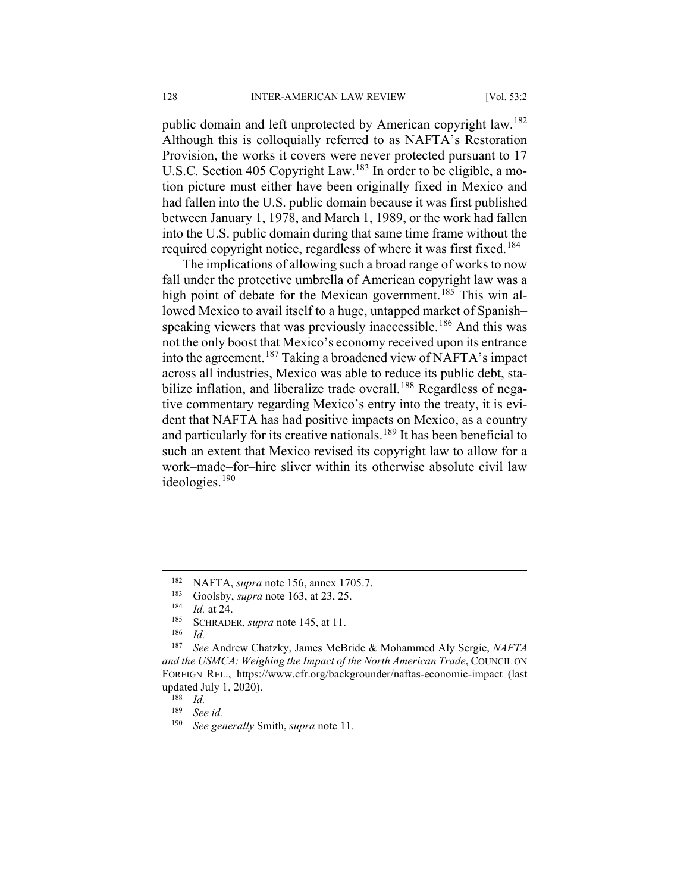public domain and left unprotected by American copyright law.[182] Although this is colloquially referred to as NAFTA's Restoration Provision, the works it covers were never protected pursuant to 17 U.S.C. Section 405 Copyright Law.[183] In order to be eligible, a motion picture must either have been originally fixed in Mexico and had fallen into the U.S. public domain because it was first published between January 1, 1978, and March 1, 1989, or the work had fallen into the U.S. public domain during that same time frame without the required copyright notice, regardless of where it was first fixed.[184]

The implications of allowing such a broad range of works to now fall under the protective umbrella of American copyright law was a high point of debate for the Mexican government.[185] This win allowed Mexico to avail itself to a huge, untapped market of Spanish–speaking viewers that was previously inaccessible.[186] And this was not the only boost that Mexico's economy received upon its entrance into the agreement.[187] Taking a broadened view of NAFTA's impact across all industries, Mexico was able to reduce its public debt, stabilize inflation, and liberalize trade overall.[188] Regardless of negative commentary regarding Mexico's entry into the treaty, it is evident that NAFTA has had positive impacts on Mexico, as a country and particularly for its creative nationals.[189] It has been beneficial to such an extent that Mexico revised its copyright law to allow for a work–made–for–hire sliver within its otherwise absolute civil law ideologies.[190]

---

[182] NAFTA, *supra* note 156, annex 1705.7.

[183] Goolsby, *supra* note 163, at 23, 25.

[184] *Id.* at 24.

[185] SCHRADER, *supra* note 145, at 11.

[186] *Id.*

[187] *See* Andrew Chatzky, James McBride & Mohammed Aly Sergie, *NAFTA and the USMCA: Weighing the Impact of the North American Trade*, COUNCIL ON FOREIGN REL., https://www.cfr.org/backgrounder/naftas-economic-impact (last updated July 1, 2020).

[188] *Id.*

[189] *See id.*

[190] *See generally* Smith, *supra* note 11.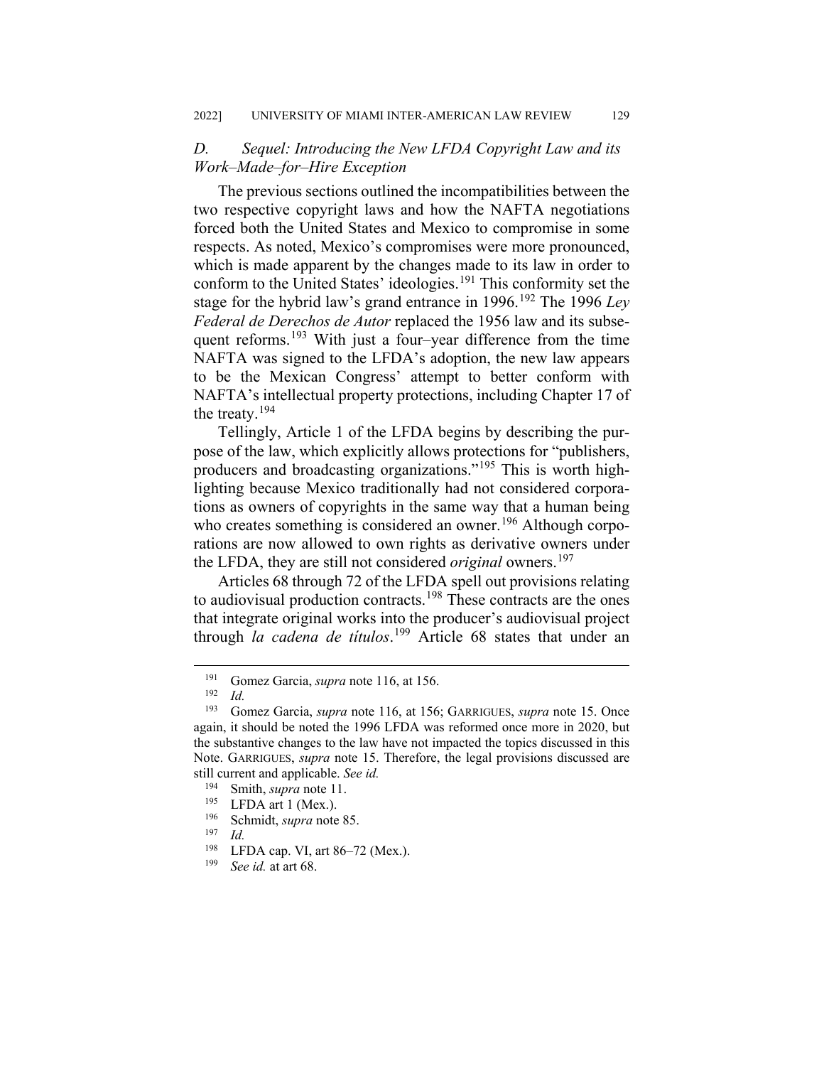### *D. Sequel: Introducing the New LFDA Copyright Law and its Work–Made–for–Hire Exception*

The previous sections outlined the incompatibilities between the two respective copyright laws and how the NAFTA negotiations forced both the United States and Mexico to compromise in some respects. As noted, Mexico's compromises were more pronounced, which is made apparent by the changes made to its law in order to conform to the United States' ideologies.[191] This conformity set the stage for the hybrid law's grand entrance in 1996.[192] The 1996 *Ley Federal de Derechos de Autor* replaced the 1956 law and its subsequent reforms.[193] With just a four–year difference from the time NAFTA was signed to the LFDA's adoption, the new law appears to be the Mexican Congress' attempt to better conform with NAFTA's intellectual property protections, including Chapter 17 of the treaty.[194]

Tellingly, Article 1 of the LFDA begins by describing the purpose of the law, which explicitly allows protections for "publishers, producers and broadcasting organizations."[195] This is worth highlighting because Mexico traditionally had not considered corporations as owners of copyrights in the same way that a human being who creates something is considered an owner.[196] Although corporations are now allowed to own rights as derivative owners under the LFDA, they are still not considered *original* owners.[197]

Articles 68 through 72 of the LFDA spell out provisions relating to audiovisual production contracts.[198] These contracts are the ones that integrate original works into the producer's audiovisual project through *la cadena de titulos*.[199] Article 68 states that under an

---

[191] Gomez Garcia, *supra* note 116, at 156.

[192] *Id.*

[193] Gomez Garcia, *supra* note 116, at 156; GARRIGUES, *supra* note 15. Once again, it should be noted the 1996 LFDA was reformed once more in 2020, but the substantive changes to the law have not impacted the topics discussed in this Note. GARRIGUES, *supra* note 15. Therefore, the legal provisions discussed are still current and applicable. *See id.*

[194] Smith, *supra* note 11.

[195] LFDA art 1 (Mex.).

[196] Schmidt, *supra* note 85.

[197] *Id.*

[198] LFDA cap. VI, art 86–72 (Mex.).

[199] *See id.* at art 68.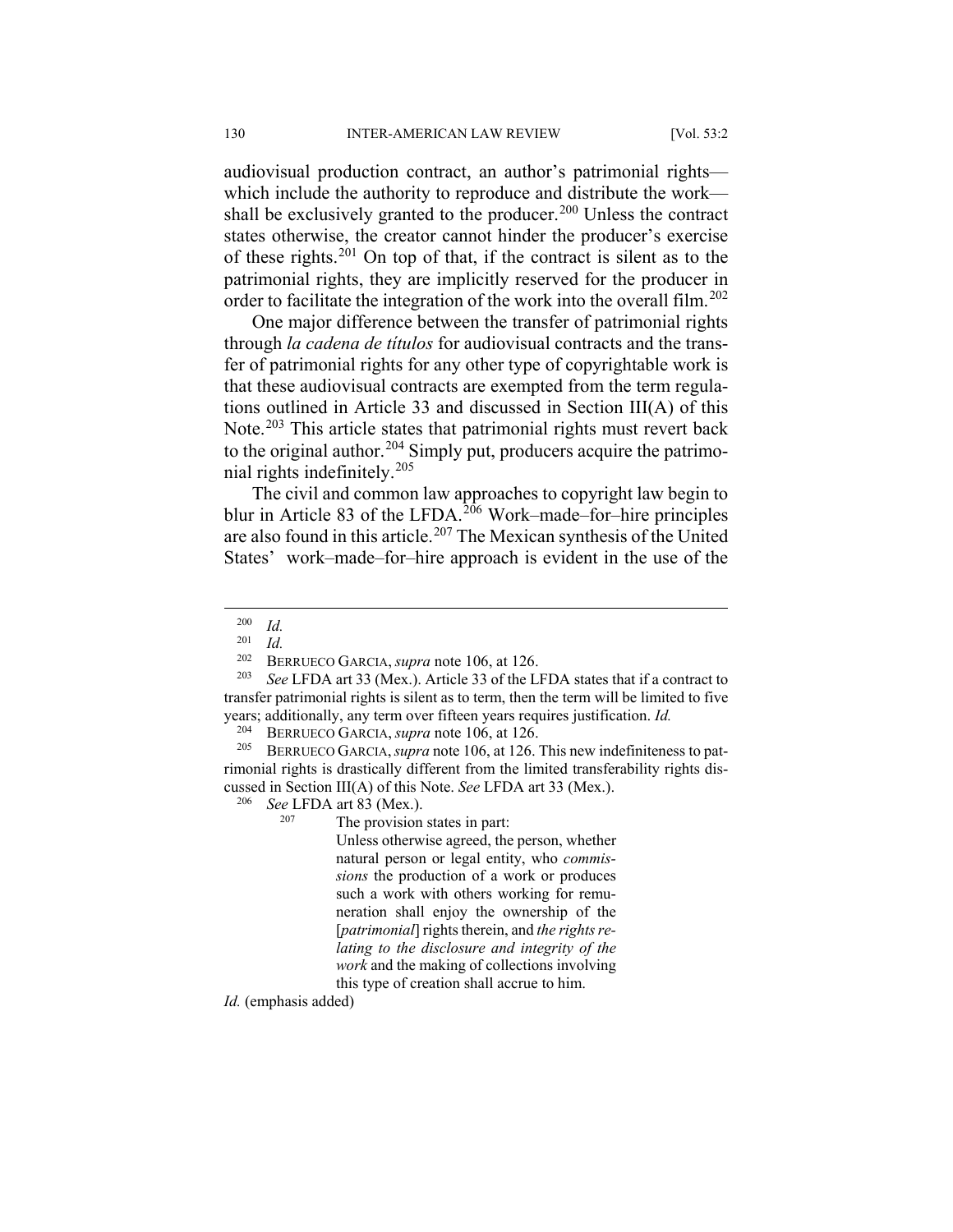audiovisual production contract, an author's patrimonial rights—which include the authority to reproduce and distribute the work—shall be exclusively granted to the producer.[200] Unless the contract states otherwise, the creator cannot hinder the producer's exercise of these rights.[201] On top of that, if the contract is silent as to the patrimonial rights, they are implicitly reserved for the producer in order to facilitate the integration of the work into the overall film.[202]

One major difference between the transfer of patrimonial rights through *la cadena de títulos* for audiovisual contracts and the transfer of patrimonial rights for any other type of copyrightable work is that these audiovisual contracts are exempted from the term regulations outlined in Article 33 and discussed in Section III(A) of this Note.[203] This article states that patrimonial rights must revert back to the original author.[204] Simply put, producers acquire the patrimonial rights indefinitely.[205]

The civil and common law approaches to copyright law begin to blur in Article 83 of the LFDA.[206] Work–made–for–hire principles are also found in this article.[207] The Mexican synthesis of the United States' work–made–for–hire approach is evident in the use of the

---

[200] *Id.*

[201] *Id.*

[202] BERRUECO GARCIA, *supra* note 106, at 126.

[203] *See* LFDA art 33 (Mex.). Article 33 of the LFDA states that if a contract to transfer patrimonial rights is silent as to term, then the term will be limited to five years; additionally, any term over fifteen years requires justification. *Id.*

[204] BERRUECO GARCIA, *supra* note 106, at 126.

[205] BERRUECO GARCIA, *supra* note 106, at 126. This new indefiniteness to patrimonial rights is drastically different from the limited transferability rights discussed in Section III(A) of this Note. *See* LFDA art 33 (Mex.).

[206] *See* LFDA art 83 (Mex.).

[207] The provision states in part:

> Unless otherwise agreed, the person, whether natural person or legal entity, who *commissions* the production of a work or produces such a work with others working for remuneration shall enjoy the ownership of the [*patrimonial*] rights therein, and *the rights relating to the disclosure and integrity of the work* and the making of collections involving this type of creation shall accrue to him.

*Id.* (emphasis added)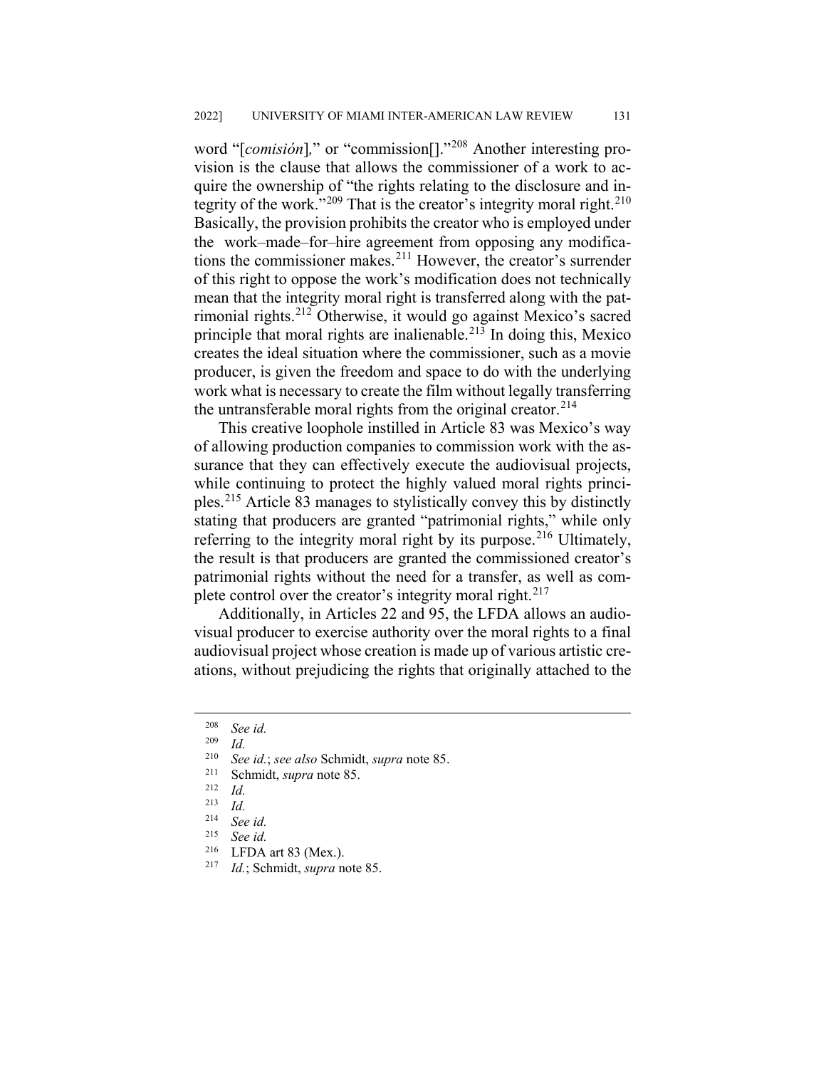word "[*comisión*]," or "commission[]."[208] Another interesting provision is the clause that allows the commissioner of a work to acquire the ownership of "the rights relating to the disclosure and integrity of the work."[209] That is the creator's integrity moral right.[210] Basically, the provision prohibits the creator who is employed under the work–made–for–hire agreement from opposing any modifications the commissioner makes.[211] However, the creator's surrender of this right to oppose the work's modification does not technically mean that the integrity moral right is transferred along with the patrimonial rights.[212] Otherwise, it would go against Mexico's sacred principle that moral rights are inalienable.[213] In doing this, Mexico creates the ideal situation where the commissioner, such as a movie producer, is given the freedom and space to do with the underlying work what is necessary to create the film without legally transferring the untransferable moral rights from the original creator.[214]

This creative loophole instilled in Article 83 was Mexico's way of allowing production companies to commission work with the assurance that they can effectively execute the audiovisual projects, while continuing to protect the highly valued moral rights principles.[215] Article 83 manages to stylistically convey this by distinctly stating that producers are granted "patrimonial rights," while only referring to the integrity moral right by its purpose.[216] Ultimately, the result is that producers are granted the commissioned creator's patrimonial rights without the need for a transfer, as well as complete control over the creator's integrity moral right.[217]

Additionally, in Articles 22 and 95, the LFDA allows an audiovisual producer to exercise authority over the moral rights to a final audiovisual project whose creation is made up of various artistic creations, without prejudicing the rights that originally attached to the

---

[208] *See id.*

[209] *Id.*

[210] *See id.*; *see also* Schmidt, *supra* note 85.

[211] Schmidt, *supra* note 85.

[212] *Id.*

[213] *Id.*

[214] *See id.*

[215] *See id.*

[216] LFDA art 83 (Mex.).

[217] *Id.*; Schmidt, *supra* note 85.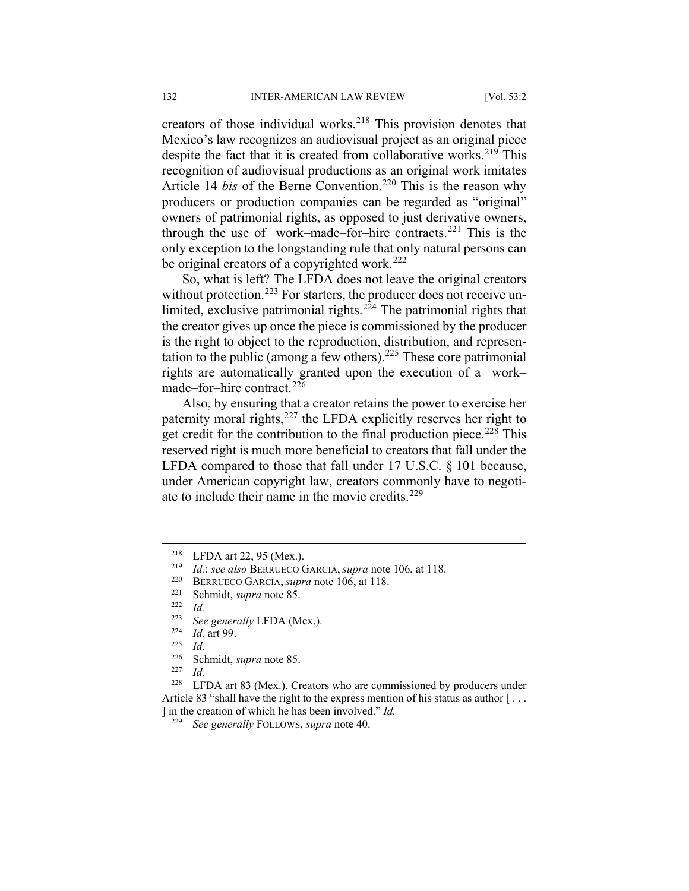creators of those individual works.[218] This provision denotes that Mexico's law recognizes an audiovisual project as an original piece despite the fact that it is created from collaborative works.[219] This recognition of audiovisual productions as an original work imitates Article 14 *bis* of the Berne Convention.[220] This is the reason why producers or production companies can be regarded as "original" owners of patrimonial rights, as opposed to just derivative owners, through the use of work–made–for–hire contracts.[221] This is the only exception to the longstanding rule that only natural persons can be original creators of a copyrighted work.[222]

So, what is left? The LFDA does not leave the original creators without protection.[223] For starters, the producer does not receive unlimited, exclusive patrimonial rights.[224] The patrimonial rights that the creator gives up once the piece is commissioned by the producer is the right to object to the reproduction, distribution, and representation to the public (among a few others).[225] These core patrimonial rights are automatically granted upon the execution of a work–made–for–hire contract.[226]

Also, by ensuring that a creator retains the power to exercise her paternity moral rights,[227] the LFDA explicitly reserves her right to get credit for the contribution to the final production piece.[228] This reserved right is much more beneficial to creators that fall under the LFDA compared to those that fall under 17 U.S.C. § 101 because, under American copyright law, creators commonly have to negotiate to include their name in the movie credits.[229]

---

[218] LFDA art 22, 95 (Mex.).

[219] *Id.*; *see also* BERRUECO GARCIA, *supra* note 106, at 118.

[220] BERRUECO GARCIA, *supra* note 106, at 118.

[221] Schmidt, *supra* note 85.

[222] *Id.*

[223] *See generally* LFDA (Mex.).

[224] *Id.* art 99.

[225] *Id.*

[226] Schmidt, *supra* note 85.

[227] *Id.*

[228] LFDA art 83 (Mex.). Creators who are commissioned by producers under Article 83 "shall have the right to the express mention of his status as author [ . . . ] in the creation of which he has been involved." *Id.*

[229] *See generally* FOLLOWS, *supra* note 40.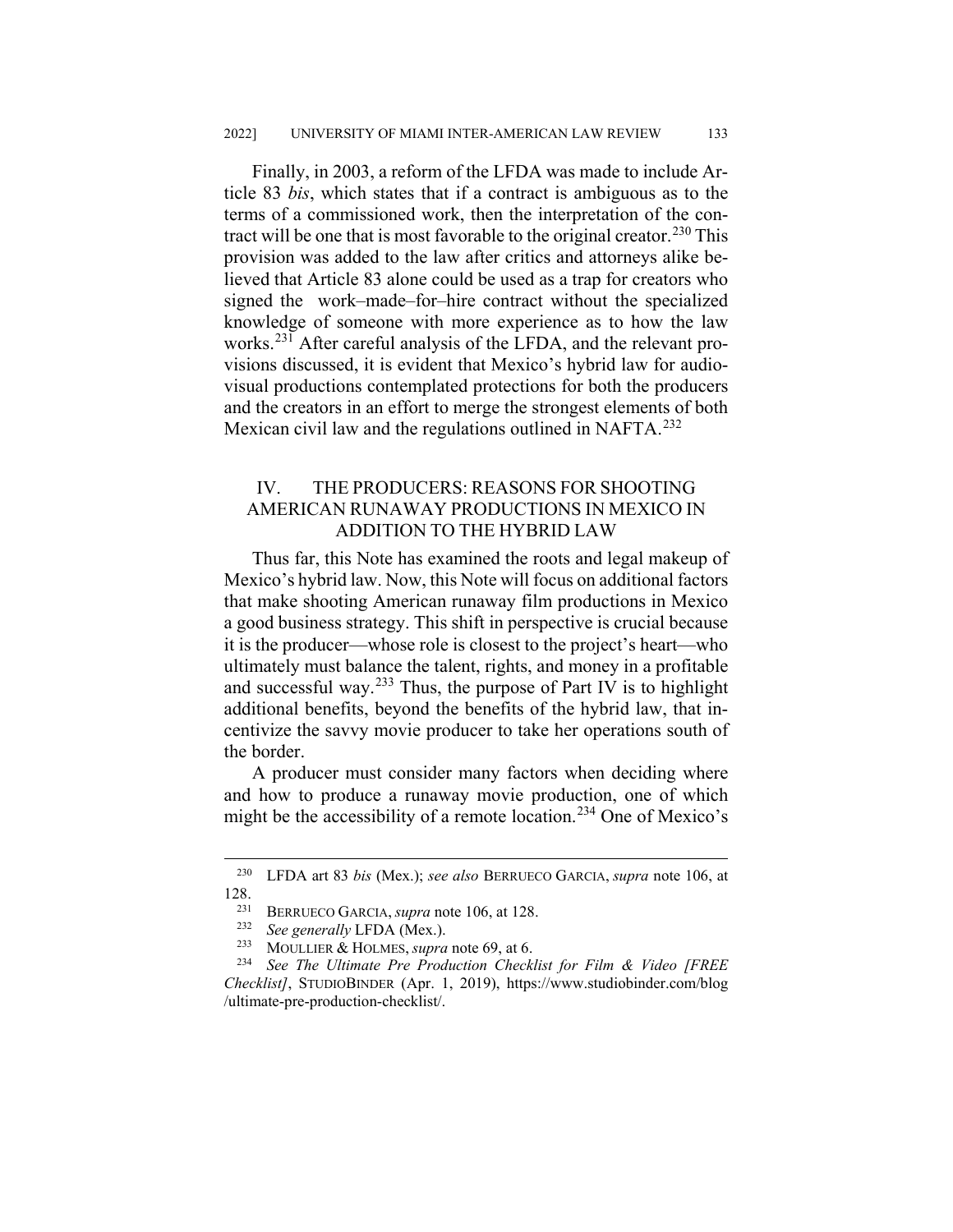Finally, in 2003, a reform of the LFDA was made to include Article 83 *bis*, which states that if a contract is ambiguous as to the terms of a commissioned work, then the interpretation of the contract will be one that is most favorable to the original creator.[230] This provision was added to the law after critics and attorneys alike believed that Article 83 alone could be used as a trap for creators who signed the work–made–for–hire contract without the specialized knowledge of someone with more experience as to how the law works.[231] After careful analysis of the LFDA, and the relevant provisions discussed, it is evident that Mexico's hybrid law for audiovisual productions contemplated protections for both the producers and the creators in an effort to merge the strongest elements of both Mexican civil law and the regulations outlined in NAFTA.[232]

## IV. THE PRODUCERS: REASONS FOR SHOOTING AMERICAN RUNAWAY PRODUCTIONS IN MEXICO IN ADDITION TO THE HYBRID LAW

Thus far, this Note has examined the roots and legal makeup of Mexico's hybrid law. Now, this Note will focus on additional factors that make shooting American runaway film productions in Mexico a good business strategy. This shift in perspective is crucial because it is the producer—whose role is closest to the project's heart—who ultimately must balance the talent, rights, and money in a profitable and successful way.[233] Thus, the purpose of Part IV is to highlight additional benefits, beyond the benefits of the hybrid law, that incentivize the savvy movie producer to take her operations south of the border.

A producer must consider many factors when deciding where and how to produce a runaway movie production, one of which might be the accessibility of a remote location.[234] One of Mexico's

---

[230] LFDA art 83 *bis* (Mex.); *see also* BERRUECO GARCIA, *supra* note 106, at 128.

[231] BERRUECO GARCIA, *supra* note 106, at 128.

[232] *See generally* LFDA (Mex.).

[233] MOULLIER & HOLMES, *supra* note 69, at 6.

[234] *See The Ultimate Pre Production Checklist for Film & Video [FREE Checklist]*, STUDIOBINDER (Apr. 1, 2019), https://www.studiobinder.com/blog/ultimate-pre-production-checklist/.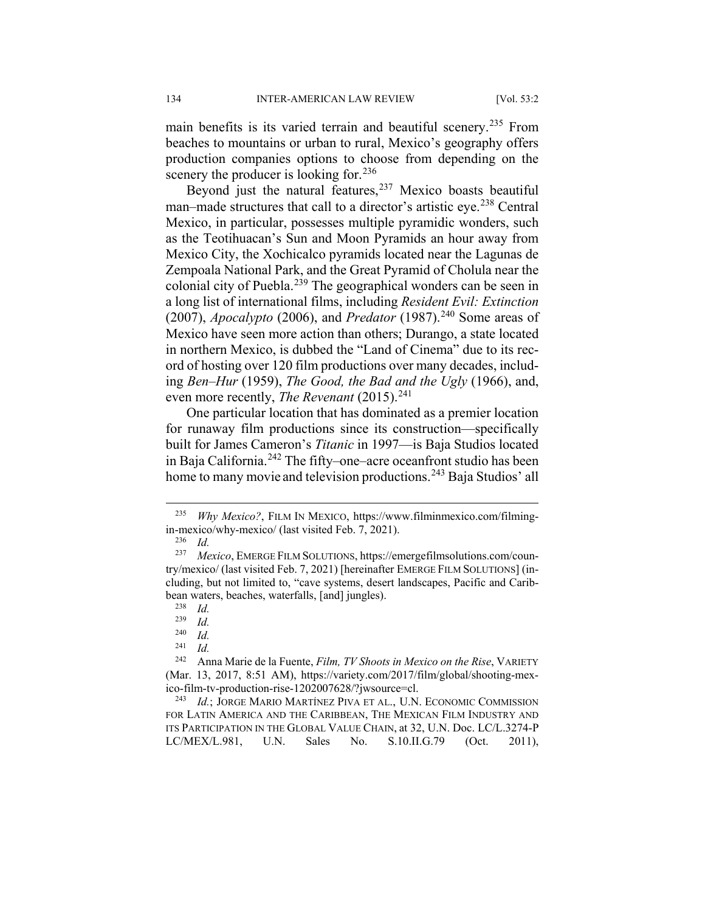main benefits is its varied terrain and beautiful scenery.[235] From beaches to mountains or urban to rural, Mexico's geography offers production companies options to choose from depending on the scenery the producer is looking for.[236]

Beyond just the natural features,[237] Mexico boasts beautiful man–made structures that call to a director's artistic eye.[238] Central Mexico, in particular, possesses multiple pyramidic wonders, such as the Teotihuacan's Sun and Moon Pyramids an hour away from Mexico City, the Xochicalco pyramids located near the Lagunas de Zempoala National Park, and the Great Pyramid of Cholula near the colonial city of Puebla.[239] The geographical wonders can be seen in a long list of international films, including *Resident Evil: Extinction* (2007), *Apocalypto* (2006), and *Predator* (1987).[240] Some areas of Mexico have seen more action than others; Durango, a state located in northern Mexico, is dubbed the "Land of Cinema" due to its record of hosting over 120 film productions over many decades, including *Ben–Hur* (1959), *The Good, the Bad and the Ugly* (1966), and, even more recently, *The Revenant* (2015).[241]

One particular location that has dominated as a premier location for runaway film productions since its construction—specifically built for James Cameron's *Titanic* in 1997—is Baja Studios located in Baja California.[242] The fifty–one–acre oceanfront studio has been home to many movie and television productions.[243] Baja Studios' all

---

[235] *Why Mexico?*, FILM IN MEXICO, https://www.filminmexico.com/filming-in-mexico/why-mexico/ (last visited Feb. 7, 2021).

[236] *Id.*

[237] *Mexico*, EMERGE FILM SOLUTIONS, https://emergefilmsolutions.com/country/mexico/ (last visited Feb. 7, 2021) [hereinafter EMERGE FILM SOLUTIONS] (including, but not limited to, "cave systems, desert landscapes, Pacific and Caribbean waters, beaches, waterfalls, [and] jungles).

[238] *Id.*

[239] *Id.*

[240] *Id.*

[241] *Id.*

[242] Anna Marie de la Fuente, *Film, TV Shoots in Mexico on the Rise*, VARIETY (Mar. 13, 2017, 8:51 AM), https://variety.com/2017/film/global/shooting-mexico-film-tv-production-rise-1202007628/?jwsource=cl.

[243] *Id.*; JORGE MARIO MARTÍNEZ PIVA ET AL., U.N. ECONOMIC COMMISSION FOR LATIN AMERICA AND THE CARIBBEAN, THE MEXICAN FILM INDUSTRY AND ITS PARTICIPATION IN THE GLOBAL VALUE CHAIN, at 32, U.N. Doc. LC/L.3274-P LC/MEX/L.981, U.N. Sales No. S.10.II.G.79 (Oct. 2011),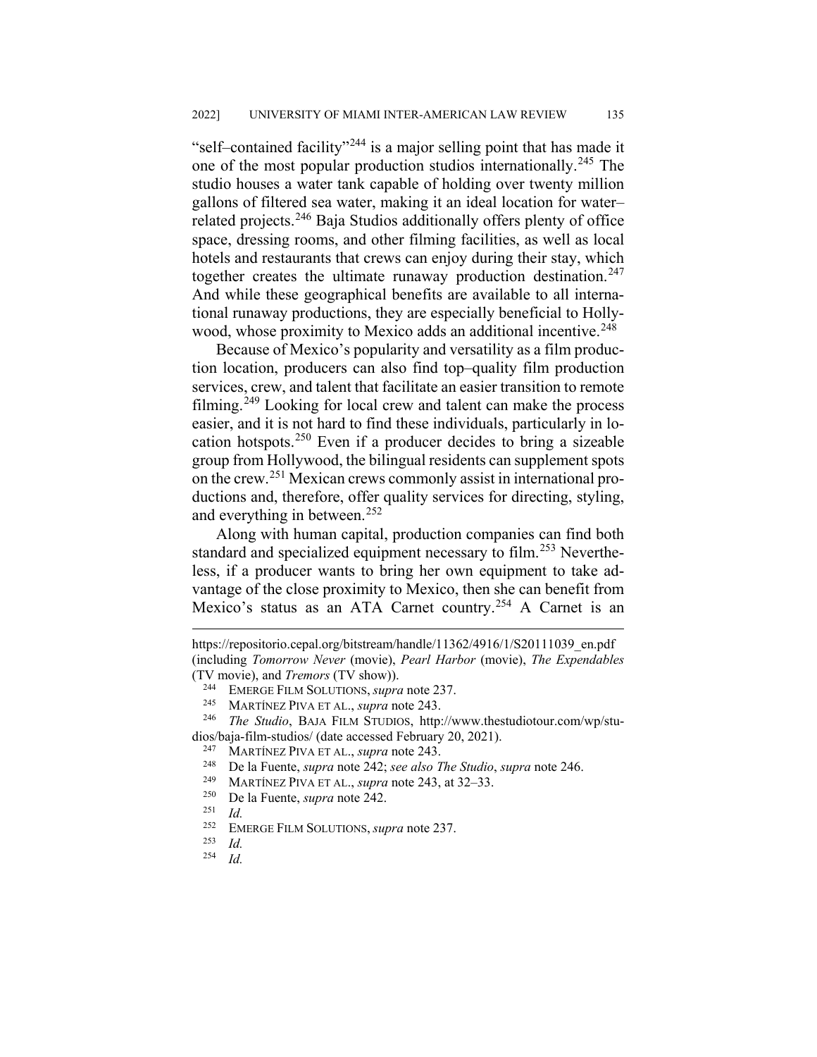"self–contained facility"[244] is a major selling point that has made it one of the most popular production studios internationally.[245] The studio houses a water tank capable of holding over twenty million gallons of filtered sea water, making it an ideal location for water–related projects.[246] Baja Studios additionally offers plenty of office space, dressing rooms, and other filming facilities, as well as local hotels and restaurants that crews can enjoy during their stay, which together creates the ultimate runaway production destination.[247] And while these geographical benefits are available to all international runaway productions, they are especially beneficial to Hollywood, whose proximity to Mexico adds an additional incentive.[248]

Because of Mexico's popularity and versatility as a film production location, producers can also find top–quality film production services, crew, and talent that facilitate an easier transition to remote filming.[249] Looking for local crew and talent can make the process easier, and it is not hard to find these individuals, particularly in location hotspots.[250] Even if a producer decides to bring a sizeable group from Hollywood, the bilingual residents can supplement spots on the crew.[251] Mexican crews commonly assist in international productions and, therefore, offer quality services for directing, styling, and everything in between.[252]

Along with human capital, production companies can find both standard and specialized equipment necessary to film.[253] Nevertheless, if a producer wants to bring her own equipment to take advantage of the close proximity to Mexico, then she can benefit from Mexico's status as an ATA Carnet country.[254] A Carnet is an

---

https://repositorio.cepal.org/bitstream/handle/11362/4916/1/S20111039_en.pdf (including *Tomorrow Never* (movie), *Pearl Harbor* (movie), *The Expendables* (TV movie), and *Tremors* (TV show)).

[244] EMERGE FILM SOLUTIONS, *supra* note 237.

[245] MARTÍNEZ PIVA ET AL., *supra* note 243.

[246] *The Studio*, BAJA FILM STUDIOS, http://www.thestudiotour.com/wp/studios/baja-film-studios/ (date accessed February 20, 2021).

[247] MARTÍNEZ PIVA ET AL., *supra* note 243.

[248] De la Fuente, *supra* note 242; *see also The Studio*, *supra* note 246.

[249] MARTÍNEZ PIVA ET AL., *supra* note 243, at 32–33.

[250] De la Fuente, *supra* note 242.

[251] *Id.*

[252] EMERGE FILM SOLUTIONS, *supra* note 237.

[253] *Id.*

[254] *Id.*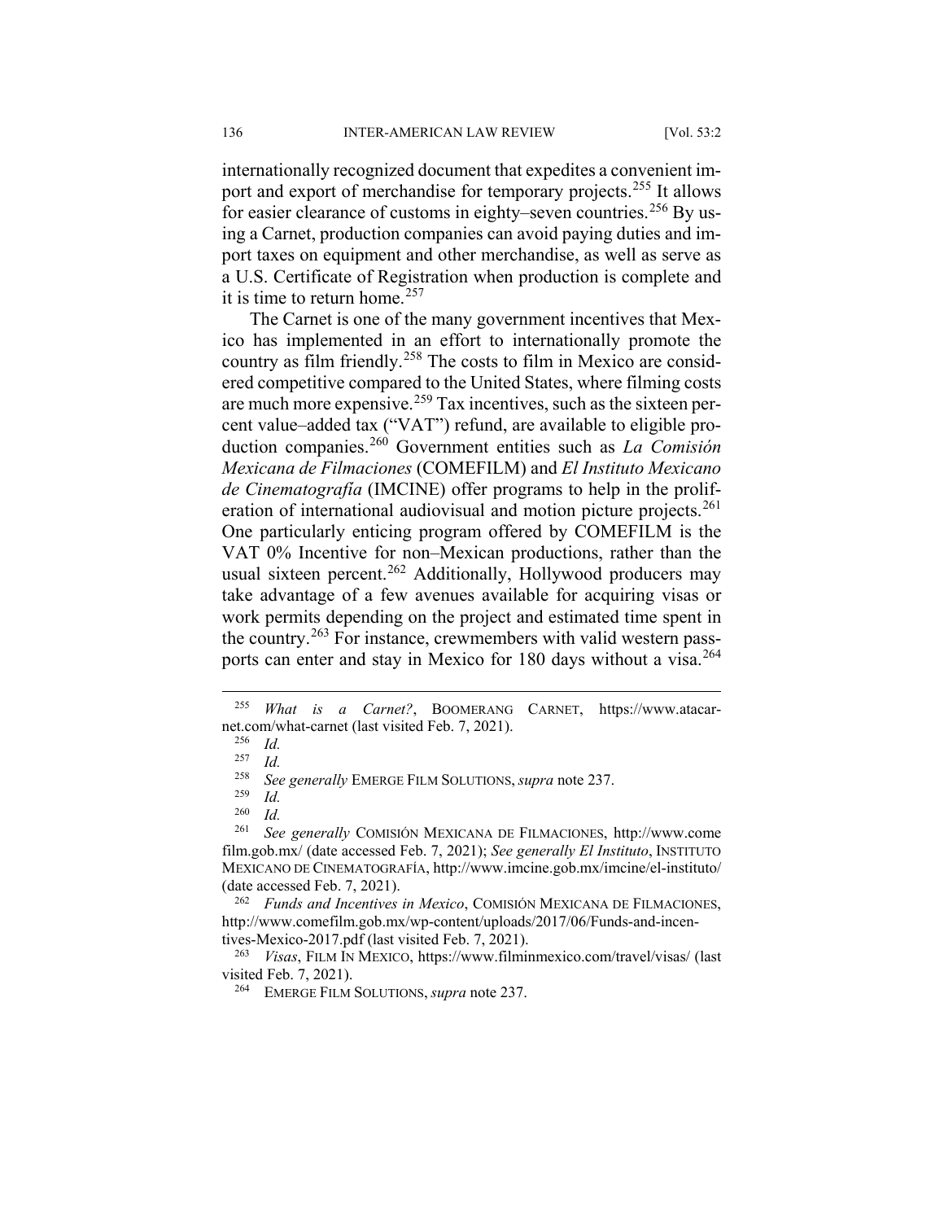internationally recognized document that expedites a convenient import and export of merchandise for temporary projects.[255] It allows for easier clearance of customs in eighty–seven countries.[256] By using a Carnet, production companies can avoid paying duties and import taxes on equipment and other merchandise, as well as serve as a U.S. Certificate of Registration when production is complete and it is time to return home.[257]

The Carnet is one of the many government incentives that Mexico has implemented in an effort to internationally promote the country as film friendly.[258] The costs to film in Mexico are considered competitive compared to the United States, where filming costs are much more expensive.[259] Tax incentives, such as the sixteen percent value–added tax ("VAT") refund, are available to eligible production companies.[260] Government entities such as *La Comisión Mexicana de Filmaciones* (COMEFILM) and *El Instituto Mexicano de Cinematografía* (IMCINE) offer programs to help in the proliferation of international audiovisual and motion picture projects.[261] One particularly enticing program offered by COMEFILM is the VAT 0% Incentive for non–Mexican productions, rather than the usual sixteen percent.[262] Additionally, Hollywood producers may take advantage of a few avenues available for acquiring visas or work permits depending on the project and estimated time spent in the country.[263] For instance, crewmembers with valid western passports can enter and stay in Mexico for 180 days without a visa.[264]

---

[255] *What is a Carnet?*, BOOMERANG CARNET, https://www.atacarnet.com/what-carnet (last visited Feb. 7, 2021).

[256] *Id.*

[257] *Id.*

[258] *See generally* EMERGE FILM SOLUTIONS, *supra* note 237.

[259] *Id.*

[260] *Id.*

[261] *See generally* COMISIÓN MEXICANA DE FILMACIONES, http://www.comefilm.gob.mx/ (date accessed Feb. 7, 2021); *See generally El Instituto*, INSTITUTO MEXICANO DE CINEMATOGRAFÍA, http://www.imcine.gob.mx/imcine/el-instituto/ (date accessed Feb. 7, 2021).

[262] *Funds and Incentives in Mexico*, COMISIÓN MEXICANA DE FILMACIONES, http://www.comefilm.gob.mx/wp-content/uploads/2017/06/Funds-and-incentives-Mexico-2017.pdf (last visited Feb. 7, 2021).

[263] *Visas*, FILM IN MEXICO, https://www.filminmexico.com/travel/visas/ (last visited Feb. 7, 2021).

[264] EMERGE FILM SOLUTIONS, *supra* note 237.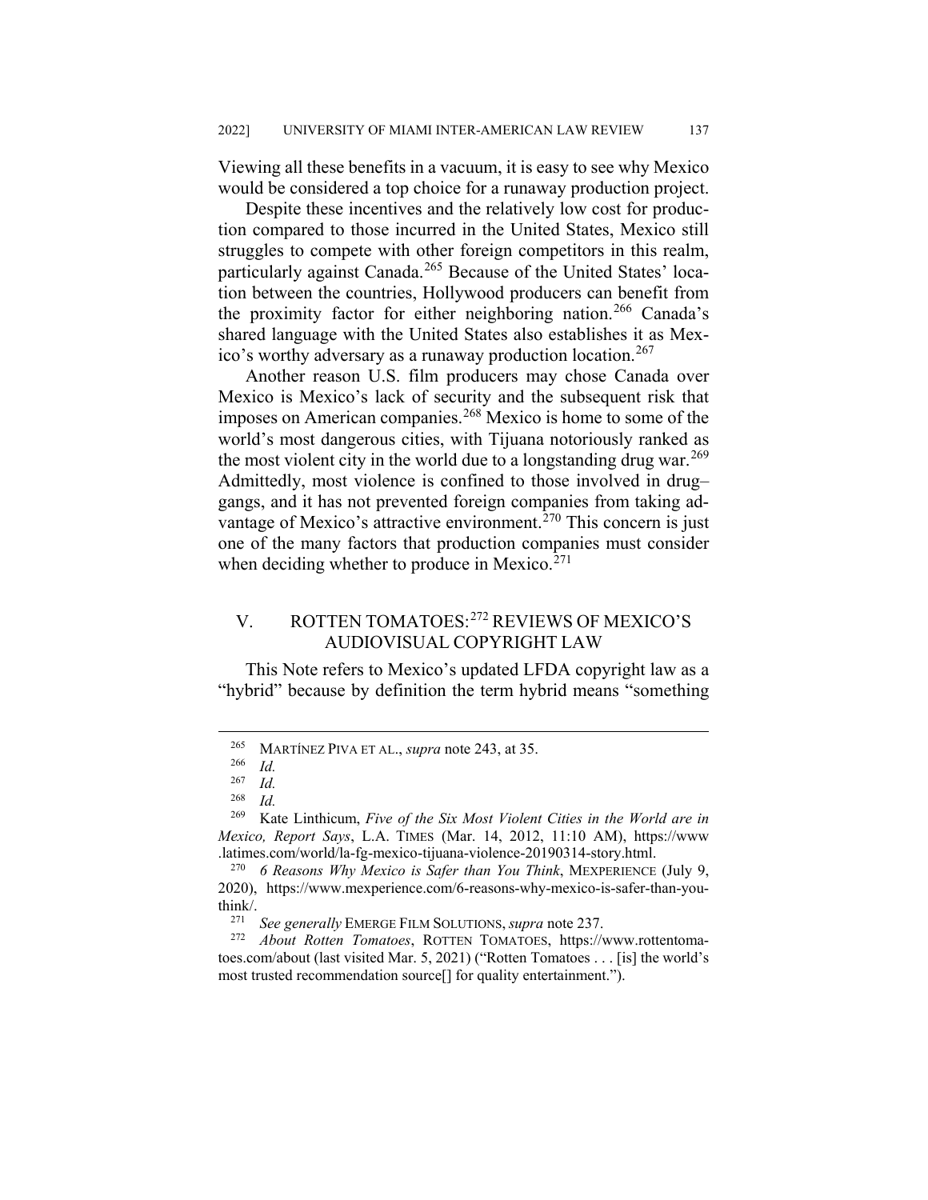Viewing all these benefits in a vacuum, it is easy to see why Mexico would be considered a top choice for a runaway production project.

Despite these incentives and the relatively low cost for production compared to those incurred in the United States, Mexico still struggles to compete with other foreign competitors in this realm, particularly against Canada.[265] Because of the United States' location between the countries, Hollywood producers can benefit from the proximity factor for either neighboring nation.[266] Canada's shared language with the United States also establishes it as Mexico's worthy adversary as a runaway production location.[267]

Another reason U.S. film producers may chose Canada over Mexico is Mexico's lack of security and the subsequent risk that imposes on American companies.[268] Mexico is home to some of the world's most dangerous cities, with Tijuana notoriously ranked as the most violent city in the world due to a longstanding drug war.[269] Admittedly, most violence is confined to those involved in drug–gangs, and it has not prevented foreign companies from taking advantage of Mexico's attractive environment.[270] This concern is just one of the many factors that production companies must consider when deciding whether to produce in Mexico.[271]

## V. ROTTEN TOMATOES:[272] REVIEWS OF MEXICO'S AUDIOVISUAL COPYRIGHT LAW

This Note refers to Mexico's updated LFDA copyright law as a "hybrid" because by definition the term hybrid means "something

---

[265] MARTÍNEZ PIVA ET AL., *supra* note 243, at 35.

[266] *Id.*

[267] *Id.*

[268] *Id.*

[269] Kate Linthicum, *Five of the Six Most Violent Cities in the World are in Mexico, Report Says*, L.A. TIMES (Mar. 14, 2012, 11:10 AM), https://www.latimes.com/world/la-fg-mexico-tijuana-violence-20190314-story.html.

[270] *6 Reasons Why Mexico is Safer than You Think*, MEXPERIENCE (July 9, 2020), https://www.mexperience.com/6-reasons-why-mexico-is-safer-than-you-think/.

[271] *See generally* EMERGE FILM SOLUTIONS, *supra* note 237.

[272] *About Rotten Tomatoes*, ROTTEN TOMATOES, https://www.rottentomatoes.com/about (last visited Mar. 5, 2021) ("Rotten Tomatoes . . . [is] the world's most trusted recommendation source[] for quality entertainment.").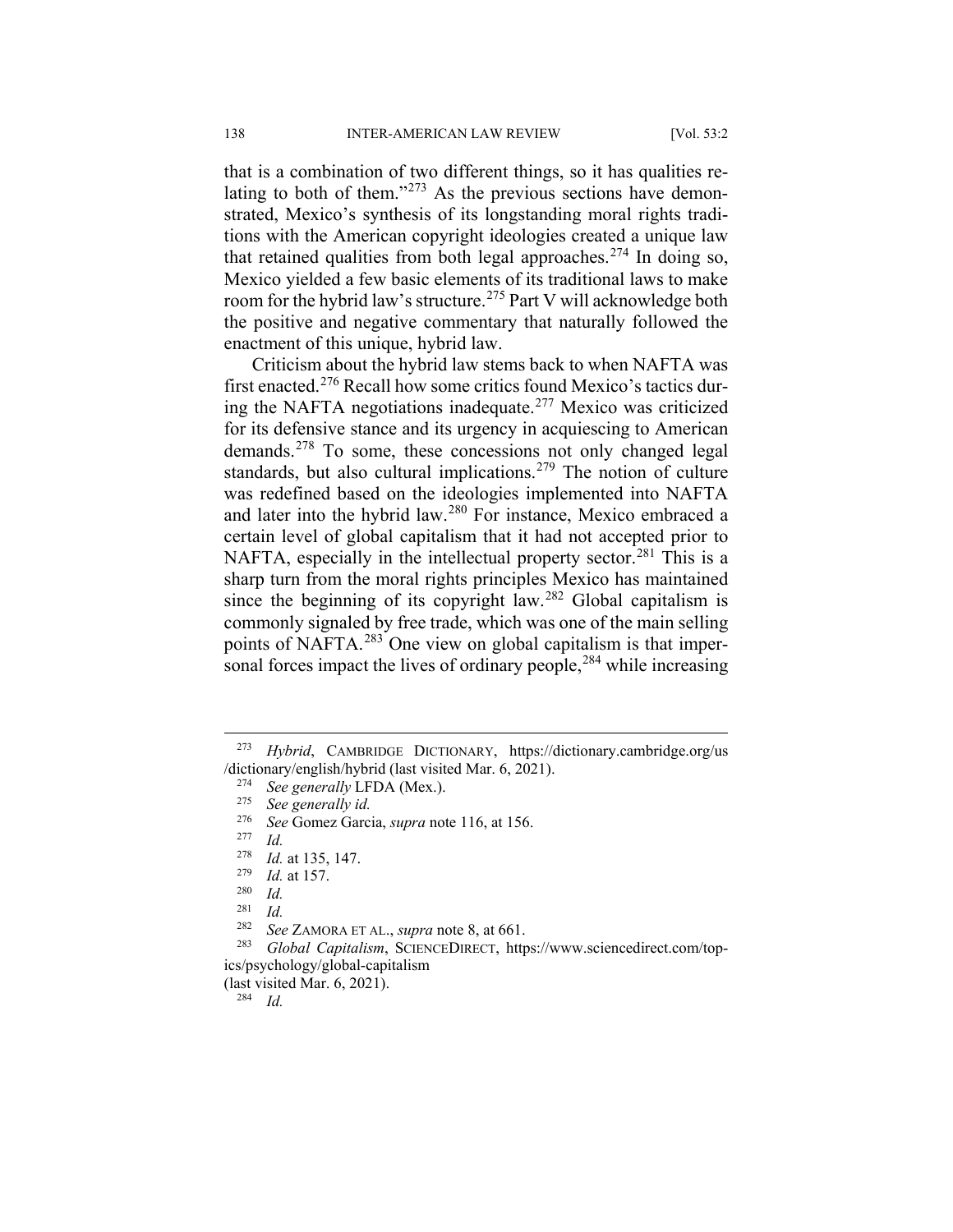that is a combination of two different things, so it has qualities relating to both of them."[273] As the previous sections have demonstrated, Mexico's synthesis of its longstanding moral rights traditions with the American copyright ideologies created a unique law that retained qualities from both legal approaches.[274] In doing so, Mexico yielded a few basic elements of its traditional laws to make room for the hybrid law's structure.[275] Part V will acknowledge both the positive and negative commentary that naturally followed the enactment of this unique, hybrid law.

Criticism about the hybrid law stems back to when NAFTA was first enacted.[276] Recall how some critics found Mexico's tactics during the NAFTA negotiations inadequate.[277] Mexico was criticized for its defensive stance and its urgency in acquiescing to American demands.[278] To some, these concessions not only changed legal standards, but also cultural implications.[279] The notion of culture was redefined based on the ideologies implemented into NAFTA and later into the hybrid law.[280] For instance, Mexico embraced a certain level of global capitalism that it had not accepted prior to NAFTA, especially in the intellectual property sector.[281] This is a sharp turn from the moral rights principles Mexico has maintained since the beginning of its copyright law.[282] Global capitalism is commonly signaled by free trade, which was one of the main selling points of NAFTA.[283] One view on global capitalism is that impersonal forces impact the lives of ordinary people,[284] while increasing

---

[273] *Hybrid*, CAMBRIDGE DICTIONARY, https://dictionary.cambridge.org/us/dictionary/english/hybrid (last visited Mar. 6, 2021).

[274] *See generally* LFDA (Mex.).

[275] *See generally id.*

[276] *See* Gomez Garcia, *supra* note 116, at 156.

[277] *Id.*

[278] *Id.* at 135, 147.

[279] *Id.* at 157.

[280] *Id.*

[281] *Id.*

[282] *See* ZAMORA ET AL., *supra* note 8, at 661.

[283] *Global Capitalism*, SCIENCEDIRECT, https://www.sciencedirect.com/topics/psychology/global-capitalism (last visited Mar. 6, 2021).

[284] *Id.*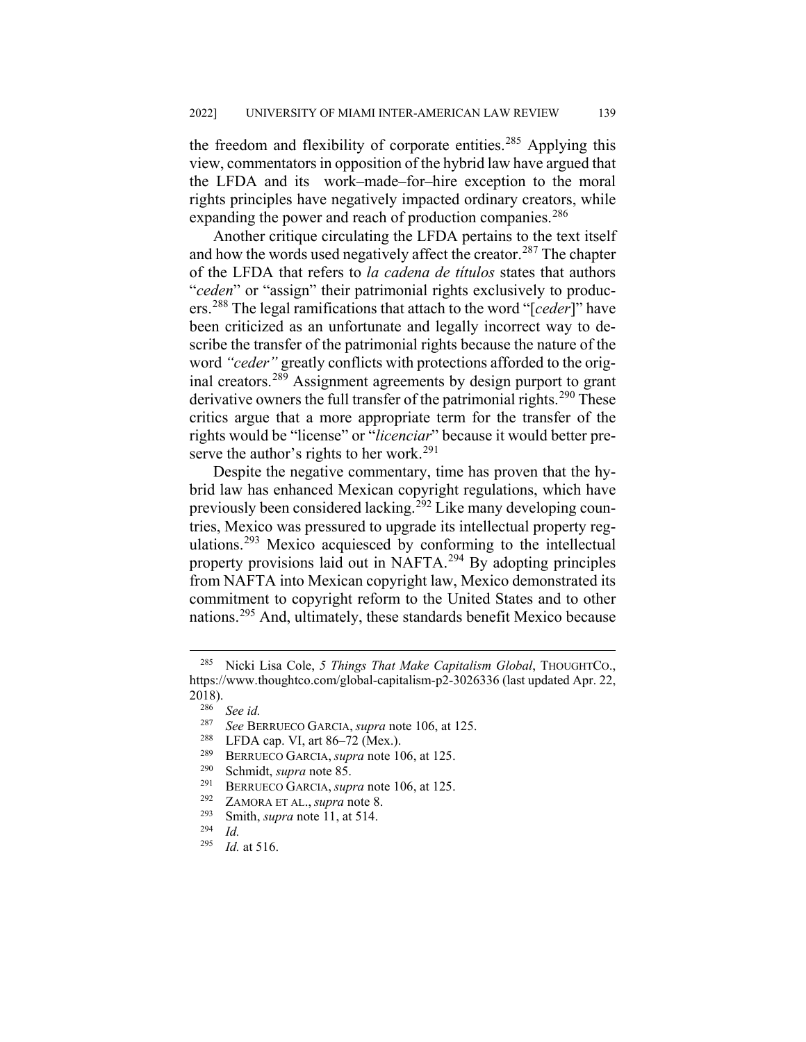the freedom and flexibility of corporate entities.[285] Applying this view, commentators in opposition of the hybrid law have argued that the LFDA and its work–made–for–hire exception to the moral rights principles have negatively impacted ordinary creators, while expanding the power and reach of production companies.[286]

Another critique circulating the LFDA pertains to the text itself and how the words used negatively affect the creator.[287] The chapter of the LFDA that refers to *la cadena de títulos* states that authors "*ceden*" or "assign" their patrimonial rights exclusively to producers.[288] The legal ramifications that attach to the word "[*ceder*]" have been criticized as an unfortunate and legally incorrect way to describe the transfer of the patrimonial rights because the nature of the word *"ceder"* greatly conflicts with protections afforded to the original creators.[289] Assignment agreements by design purport to grant derivative owners the full transfer of the patrimonial rights.[290] These critics argue that a more appropriate term for the transfer of the rights would be "license" or "*licenciar*" because it would better preserve the author's rights to her work.[291]

Despite the negative commentary, time has proven that the hybrid law has enhanced Mexican copyright regulations, which have previously been considered lacking.[292] Like many developing countries, Mexico was pressured to upgrade its intellectual property regulations.[293] Mexico acquiesced by conforming to the intellectual property provisions laid out in NAFTA.[294] By adopting principles from NAFTA into Mexican copyright law, Mexico demonstrated its commitment to copyright reform to the United States and to other nations.[295] And, ultimately, these standards benefit Mexico because

---

[285] Nicki Lisa Cole, *5 Things That Make Capitalism Global*, THOUGHTCO., https://www.thoughtco.com/global-capitalism-p2-3026336 (last updated Apr. 22, 2018).

[286] *See id.*

[287] *See* BERRUECO GARCIA, *supra* note 106, at 125.

[288] LFDA cap. VI, art 86–72 (Mex.).

[289] BERRUECO GARCIA, *supra* note 106, at 125.

[290] Schmidt, *supra* note 85.

[291] BERRUECO GARCIA, *supra* note 106, at 125.

[292] ZAMORA ET AL., *supra* note 8.

[293] Smith, *supra* note 11, at 514.

[294] *Id.*

[295] *Id.* at 516.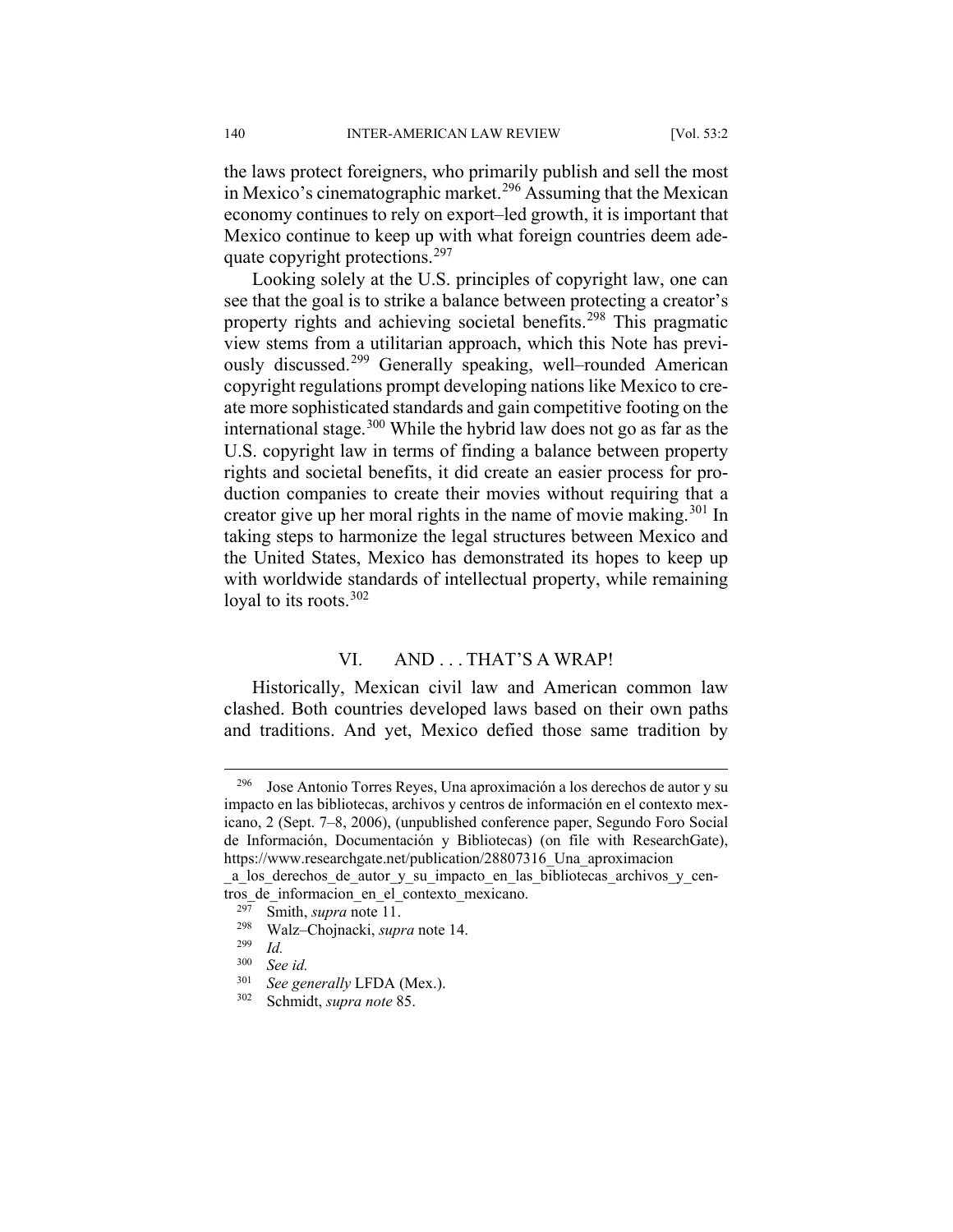the laws protect foreigners, who primarily publish and sell the most in Mexico's cinematographic market.[296] Assuming that the Mexican economy continues to rely on export–led growth, it is important that Mexico continue to keep up with what foreign countries deem adequate copyright protections.[297]

Looking solely at the U.S. principles of copyright law, one can see that the goal is to strike a balance between protecting a creator's property rights and achieving societal benefits.[298] This pragmatic view stems from a utilitarian approach, which this Note has previously discussed.[299] Generally speaking, well–rounded American copyright regulations prompt developing nations like Mexico to create more sophisticated standards and gain competitive footing on the international stage.[300] While the hybrid law does not go as far as the U.S. copyright law in terms of finding a balance between property rights and societal benefits, it did create an easier process for production companies to create their movies without requiring that a creator give up her moral rights in the name of movie making.[301] In taking steps to harmonize the legal structures between Mexico and the United States, Mexico has demonstrated its hopes to keep up with worldwide standards of intellectual property, while remaining loyal to its roots.[302]

## VI. AND . . . THAT'S A WRAP!

Historically, Mexican civil law and American common law clashed. Both countries developed laws based on their own paths and traditions. And yet, Mexico defied those same tradition by

---

[296] Jose Antonio Torres Reyes, Una aproximación a los derechos de autor y su impacto en las bibliotecas, archivos y centros de información en el contexto mexicano, 2 (Sept. 7–8, 2006), (unpublished conference paper, Segundo Foro Social de Información, Documentación y Bibliotecas) (on file with ResearchGate), https://www.researchgate.net/publication/28807316_Una_aproximacion_a_los_derechos_de_autor_y_su_impacto_en_las_bibliotecas_archivos_y_centros_de_informacion_en_el_contexto_mexicano.

[297] Smith, *supra* note 11.

[298] Walz–Chojnacki, *supra* note 14.

[299] *Id.*

[300] *See id.*

[301] *See generally* LFDA (Mex.).

[302] Schmidt, *supra note* 85.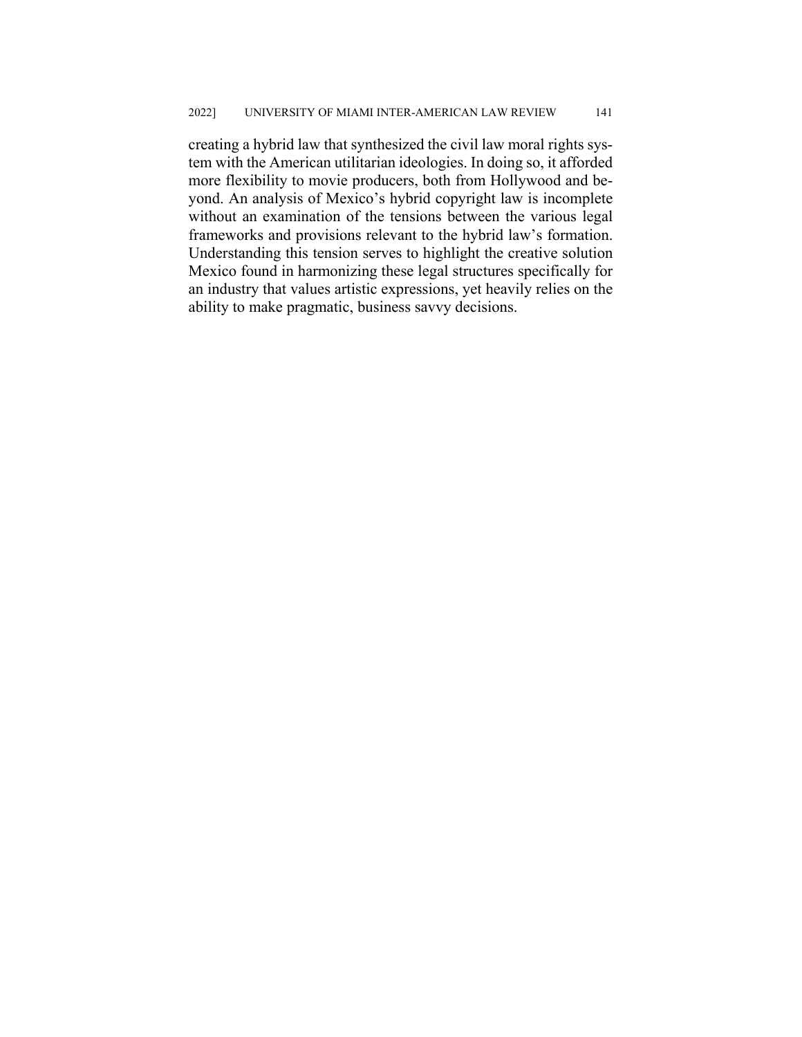creating a hybrid law that synthesized the civil law moral rights system with the American utilitarian ideologies. In doing so, it afforded more flexibility to movie producers, both from Hollywood and beyond. An analysis of Mexico's hybrid copyright law is incomplete without an examination of the tensions between the various legal frameworks and provisions relevant to the hybrid law's formation. Understanding this tension serves to highlight the creative solution Mexico found in harmonizing these legal structures specifically for an industry that values artistic expressions, yet heavily relies on the ability to make pragmatic, business savvy decisions.